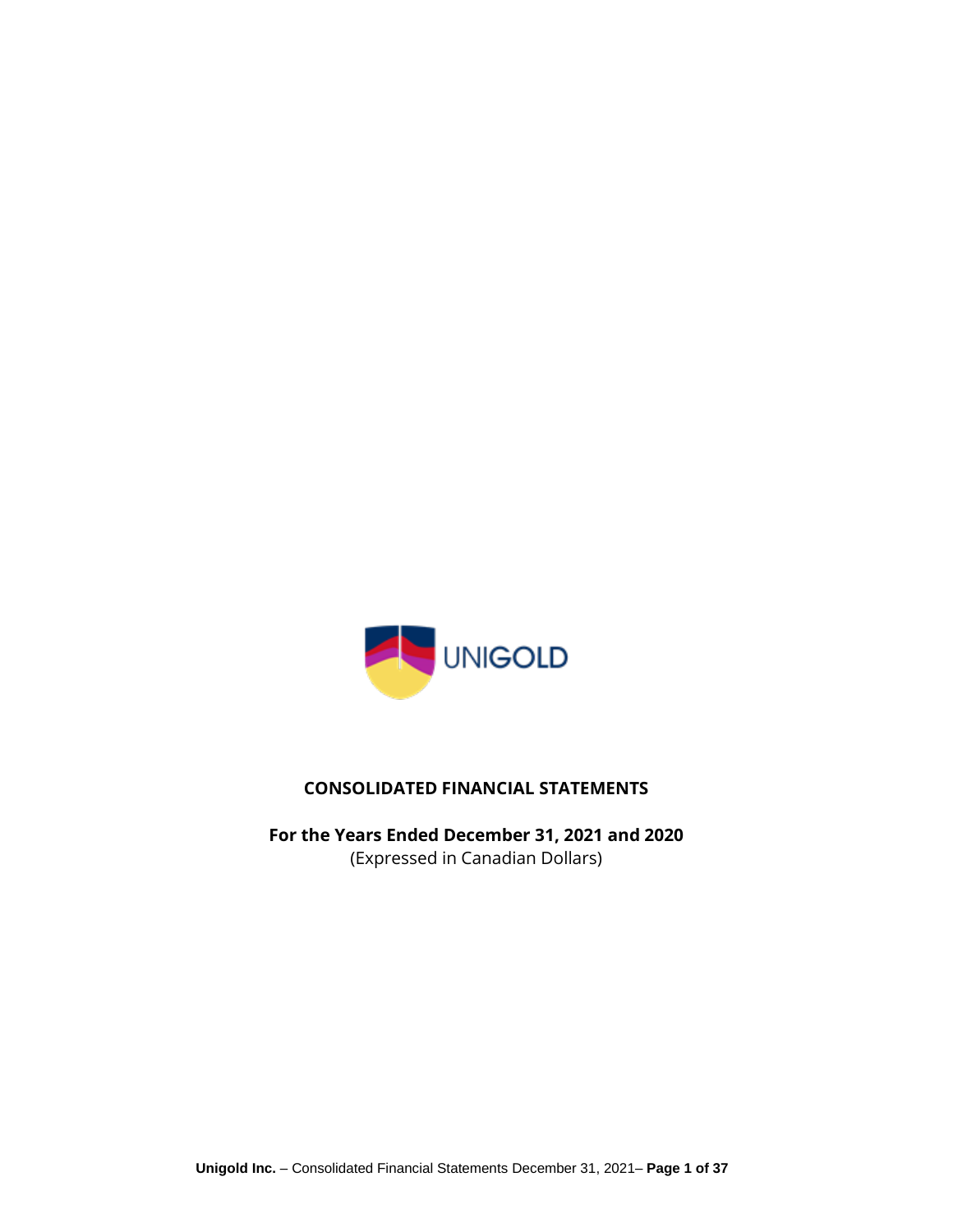UNIGOLD

# CONSOLIDATED FINANCIAL STATEMENTS

**For the Years Ended December 31, 2021 and 2020**

(Expressed in Canadian Dollars)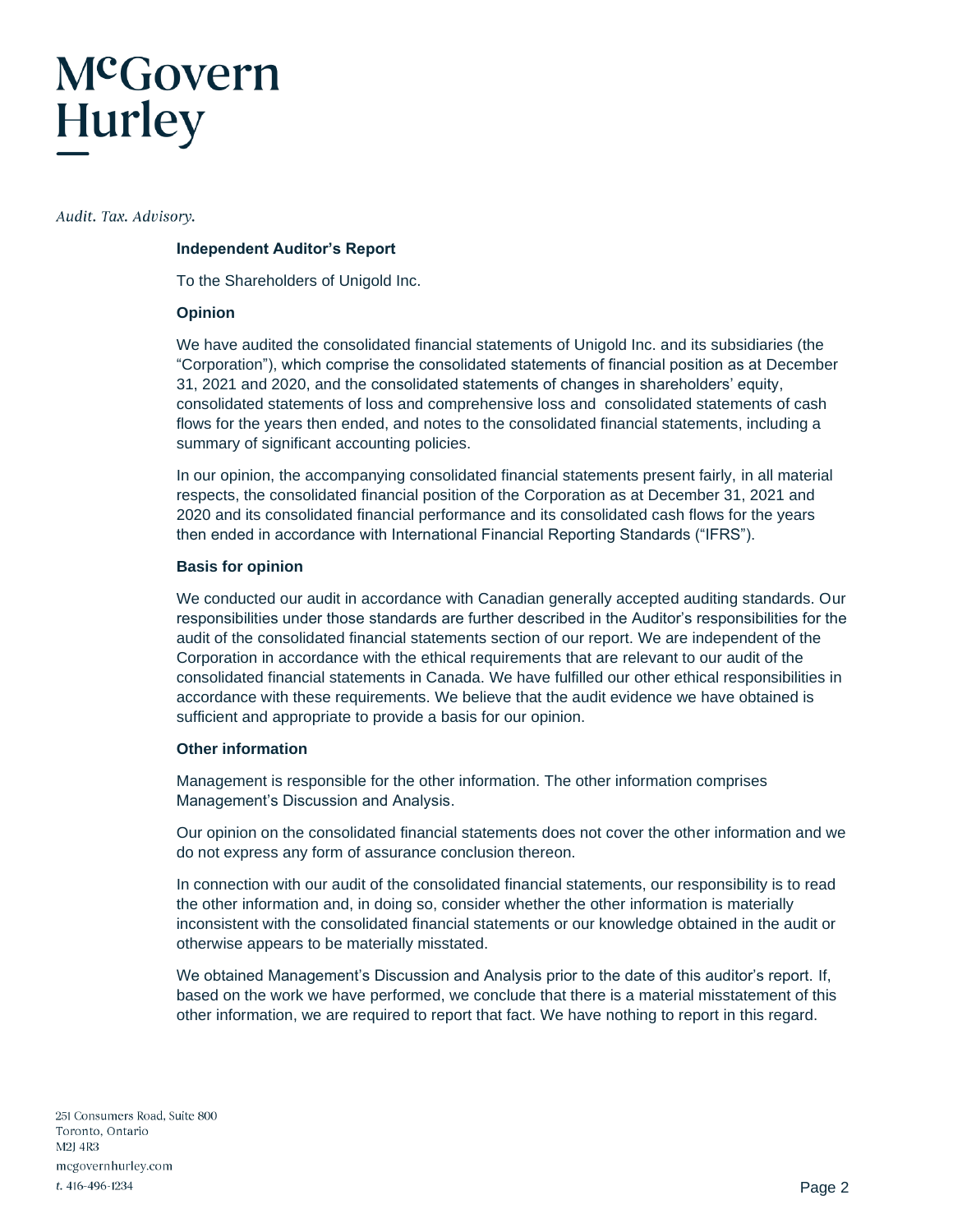# McGovern Hurley

*Audit. Tax. Advisory.*

**Independent Auditor's Report**

To the Shareholders of Unigold Inc.

**Opinion**

We have audited the consolidated financial statements of Unigold Inc. and its subsidiaries (the "Corporation"), which comprise the consolidated statements of financial position as at December 31, 2021 and 2020, and the consolidated statements of changes in shareholders' equity, consolidated statements of loss and comprehensive loss and consolidated statements of cash flows for the years then ended, and notes to the consolidated financial statements, including a summary of significant accounting policies.

In our opinion, the accompanying consolidated financial statements present fairly, in all material respects, the consolidated financial position of the Corporation as at December 31, 2021 and 2020 and its consolidated financial performance and its consolidated cash flows for the years then ended in accordance with International Financial Reporting Standards ("IFRS").

**Basis for opinion**

We conducted our audit in accordance with Canadian generally accepted auditing standards. Our responsibilities under those standards are further described in the Auditor's responsibilities for the audit of the consolidated financial statements section of our report. We are independent of the Corporation in accordance with the ethical requirements that are relevant to our audit of the consolidated financial statements in Canada. We have fulfilled our other ethical responsibilities in accordance with these requirements. We believe that the audit evidence we have obtained is sufficient and appropriate to provide a basis for our opinion.

**Other information**

Management is responsible for the other information. The other information comprises Management's Discussion and Analysis.

Our opinion on the consolidated financial statements does not cover the other information and we do not express any form of assurance conclusion thereon.

In connection with our audit of the consolidated financial statements, our responsibility is to read the other information and, in doing so, consider whether the other information is materially inconsistent with the consolidated financial statements or our knowledge obtained in the audit or otherwise appears to be materially misstated.

We obtained Management's Discussion and Analysis prior to the date of this auditor's report. If, based on the work we have performed, we conclude that there is a material misstatement of this other information, we are required to report that fact. We have nothing to report in this regard.

251 Consumers Road, Suite 800
Toronto, Ontario
M2J 4R3
mcgovernhurley.com
t. 416-496-1234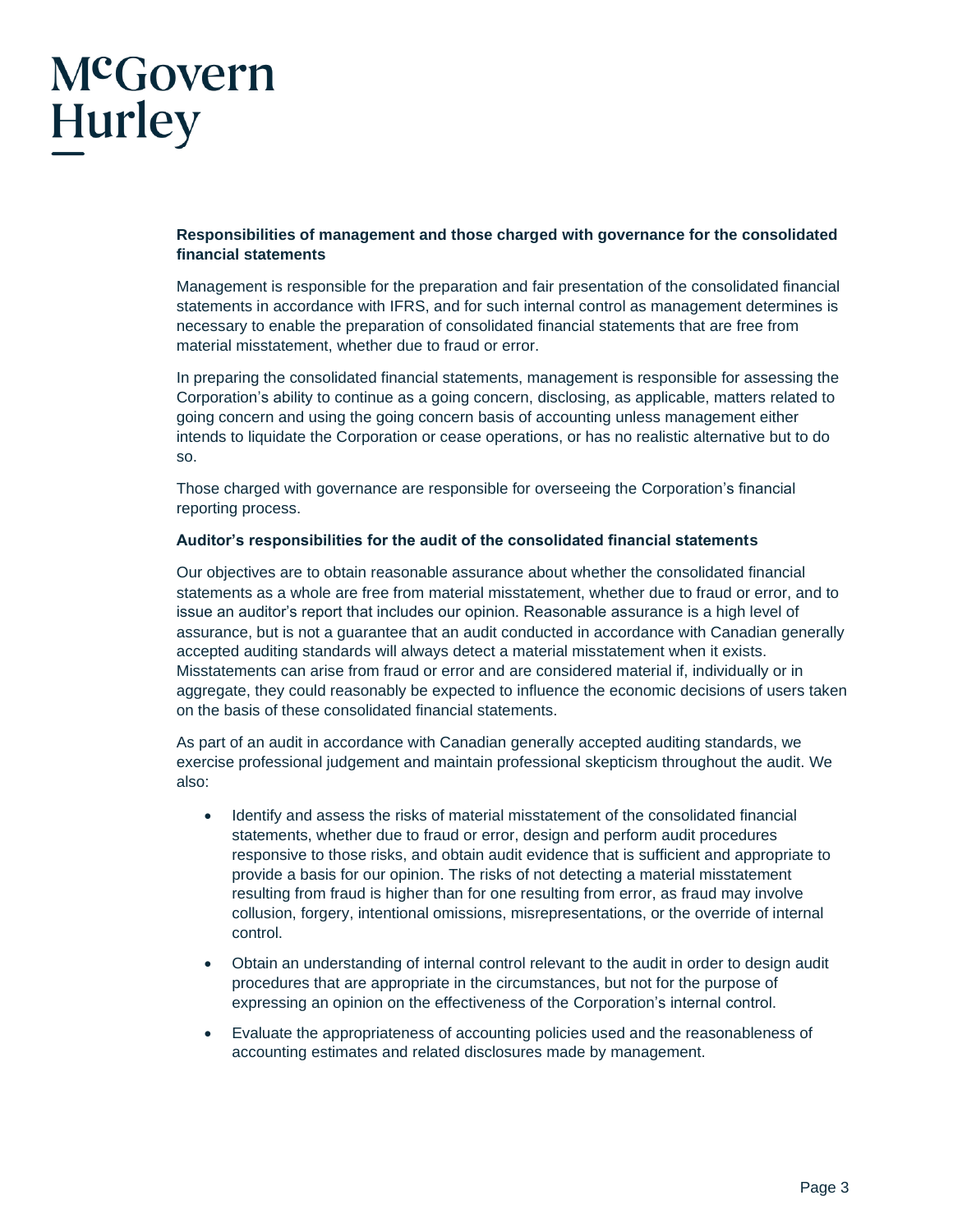**Responsibilities of management and those charged with governance for the consolidated financial statements**

Management is responsible for the preparation and fair presentation of the consolidated financial statements in accordance with IFRS, and for such internal control as management determines is necessary to enable the preparation of consolidated financial statements that are free from material misstatement, whether due to fraud or error.

In preparing the consolidated financial statements, management is responsible for assessing the Corporation's ability to continue as a going concern, disclosing, as applicable, matters related to going concern and using the going concern basis of accounting unless management either intends to liquidate the Corporation or cease operations, or has no realistic alternative but to do so.

Those charged with governance are responsible for overseeing the Corporation's financial reporting process.

**Auditor's responsibilities for the audit of the consolidated financial statements**

Our objectives are to obtain reasonable assurance about whether the consolidated financial statements as a whole are free from material misstatement, whether due to fraud or error, and to issue an auditor's report that includes our opinion. Reasonable assurance is a high level of assurance, but is not a guarantee that an audit conducted in accordance with Canadian generally accepted auditing standards will always detect a material misstatement when it exists. Misstatements can arise from fraud or error and are considered material if, individually or in aggregate, they could reasonably be expected to influence the economic decisions of users taken on the basis of these consolidated financial statements.

As part of an audit in accordance with Canadian generally accepted auditing standards, we exercise professional judgement and maintain professional skepticism throughout the audit. We also:

- Identify and assess the risks of material misstatement of the consolidated financial statements, whether due to fraud or error, design and perform audit procedures responsive to those risks, and obtain audit evidence that is sufficient and appropriate to provide a basis for our opinion. The risks of not detecting a material misstatement resulting from fraud is higher than for one resulting from error, as fraud may involve collusion, forgery, intentional omissions, misrepresentations, or the override of internal control.
- Obtain an understanding of internal control relevant to the audit in order to design audit procedures that are appropriate in the circumstances, but not for the purpose of expressing an opinion on the effectiveness of the Corporation's internal control.
- Evaluate the appropriateness of accounting policies used and the reasonableness of accounting estimates and related disclosures made by management.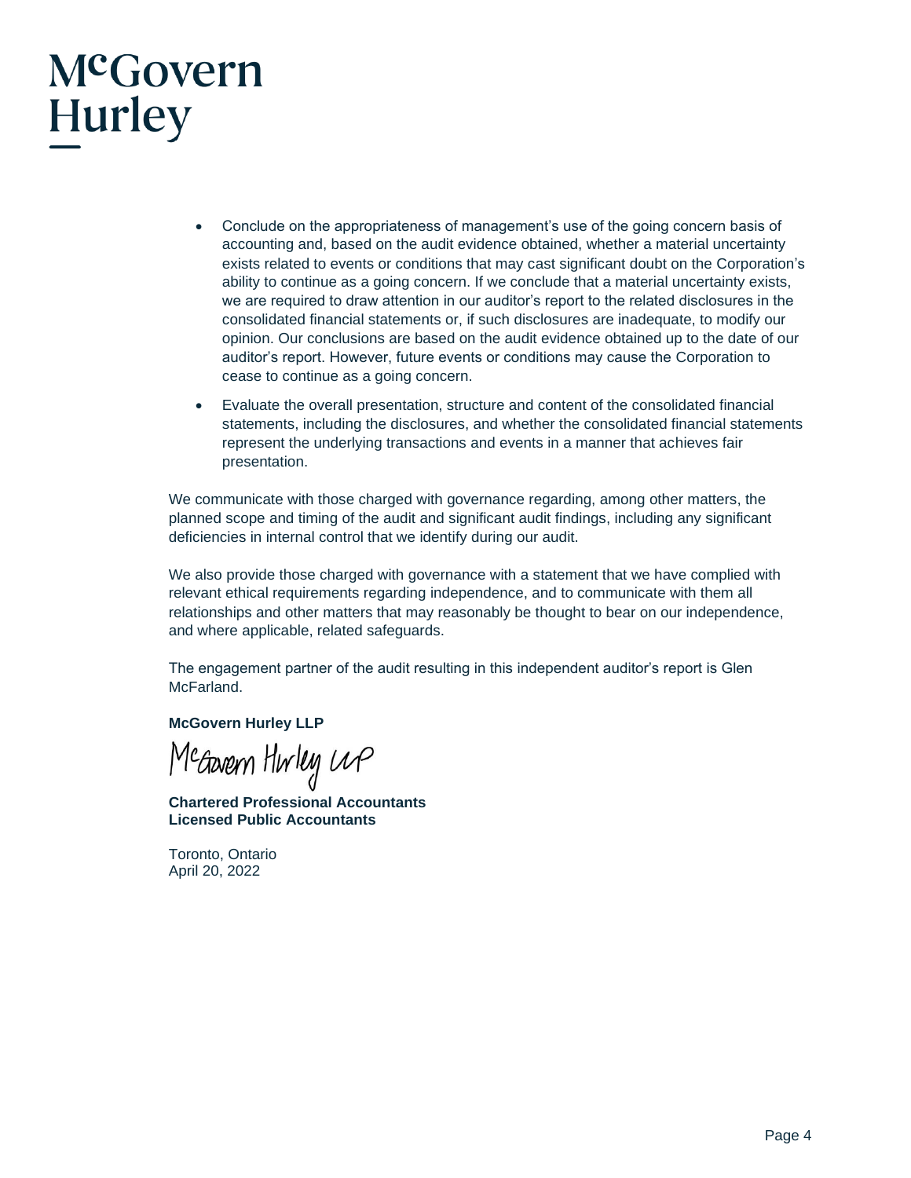- Conclude on the appropriateness of management's use of the going concern basis of accounting and, based on the audit evidence obtained, whether a material uncertainty exists related to events or conditions that may cast significant doubt on the Corporation's ability to continue as a going concern. If we conclude that a material uncertainty exists, we are required to draw attention in our auditor's report to the related disclosures in the consolidated financial statements or, if such disclosures are inadequate, to modify our opinion. Our conclusions are based on the audit evidence obtained up to the date of our auditor's report. However, future events or conditions may cause the Corporation to cease to continue as a going concern.
- Evaluate the overall presentation, structure and content of the consolidated financial statements, including the disclosures, and whether the consolidated financial statements represent the underlying transactions and events in a manner that achieves fair presentation.

We communicate with those charged with governance regarding, among other matters, the planned scope and timing of the audit and significant audit findings, including any significant deficiencies in internal control that we identify during our audit.

We also provide those charged with governance with a statement that we have complied with relevant ethical requirements regarding independence, and to communicate with them all relationships and other matters that may reasonably be thought to bear on our independence, and where applicable, related safeguards.

The engagement partner of the audit resulting in this independent auditor's report is Glen McFarland.

**McGovern Hurley LLP**

McGovern Hurley LLP

**Chartered Professional Accountants**
**Licensed Public Accountants**

Toronto, Ontario
April 20, 2022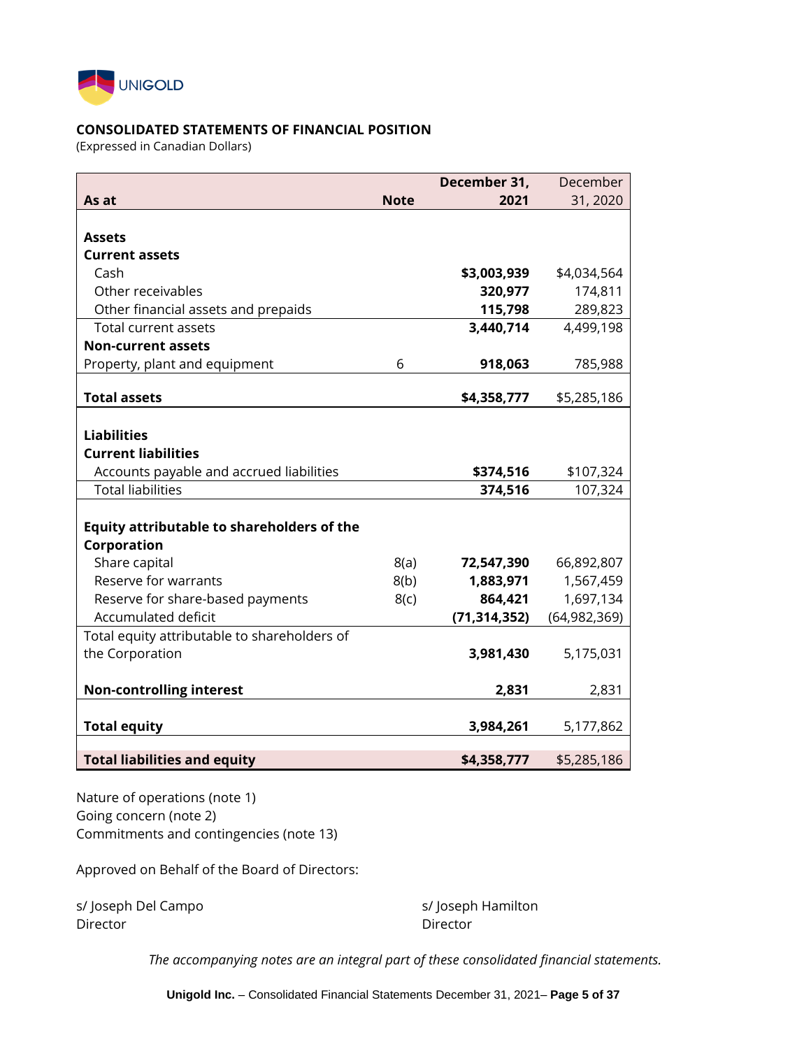UNIGOLD

**CONSOLIDATED STATEMENTS OF FINANCIAL POSITION**
(Expressed in Canadian Dollars)

| As at | Note | December 31, 2021 | December 31, 2020 |
|---|---|---|---|
| **Assets** | | | |
| **Current assets** | | | |
| Cash | | **$3,003,939** | $4,034,564 |
| Other receivables | | **320,977** | 174,811 |
| Other financial assets and prepaids | | **115,798** | 289,823 |
| Total current assets | | **3,440,714** | 4,499,198 |
| **Non-current assets** | | | |
| Property, plant and equipment | 6 | **918,063** | 785,988 |
| **Total assets** | | **$4,358,777** | $5,285,186 |
| **Liabilities** | | | |
| **Current liabilities** | | | |
| Accounts payable and accrued liabilities | | **$374,516** | $107,324 |
| Total liabilities | | **374,516** | 107,324 |
| **Equity attributable to shareholders of the Corporation** | | | |
| Share capital | 8(a) | **72,547,390** | 66,892,807 |
| Reserve for warrants | 8(b) | **1,883,971** | 1,567,459 |
| Reserve for share-based payments | 8(c) | **864,421** | 1,697,134 |
| Accumulated deficit | | **(71,314,352)** | (64,982,369) |
| Total equity attributable to shareholders of the Corporation | | **3,981,430** | 5,175,031 |
| **Non-controlling interest** | | **2,831** | 2,831 |
| **Total equity** | | **3,984,261** | 5,177,862 |
| **Total liabilities and equity** | | **$4,358,777** | $5,285,186 |

Nature of operations (note 1)
Going concern (note 2)
Commitments and contingencies (note 13)

Approved on Behalf of the Board of Directors:

s/ Joseph Del Campo
Director

s/ Joseph Hamilton
Director

*The accompanying notes are an integral part of these consolidated financial statements.*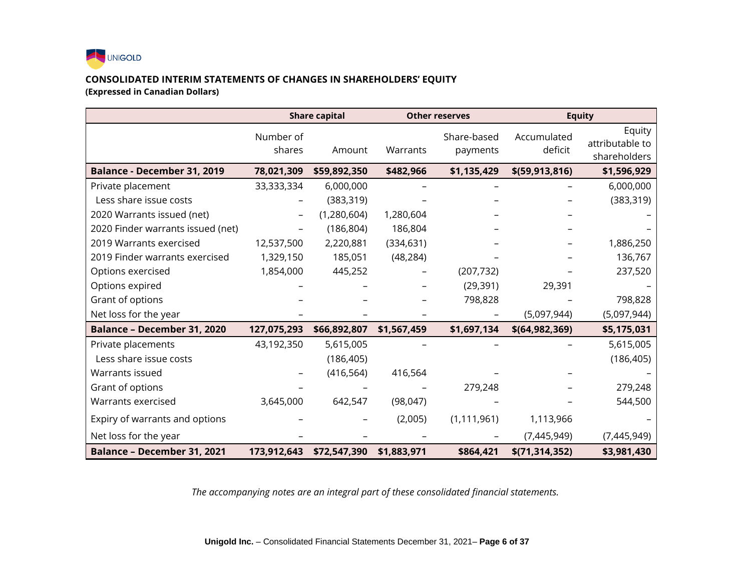UNIGOLD

**CONSOLIDATED INTERIM STATEMENTS OF CHANGES IN SHAREHOLDERS' EQUITY**
**(Expressed in Canadian Dollars)**

| | Share capital | | Other reserves | | Equity | |
|---|---|---|---|---|---|---|
| | Number of shares | Amount | Warrants | Share-based payments | Accumulated deficit | Equity attributable to shareholders |
| **Balance - December 31, 2019** | **78,021,309** | **$59,892,350** | **$482,966** | **$1,135,429** | **$(59,913,816)** | **$1,596,929** |
| Private placement | 33,333,334 | 6,000,000 | – | – | – | 6,000,000 |
| Less share issue costs | – | (383,319) | – | – | – | (383,319) |
| 2020 Warrants issued (net) | – | (1,280,604) | 1,280,604 | – | – | – |
| 2020 Finder warrants issued (net) | – | (186,804) | 186,804 | – | – | – |
| 2019 Warrants exercised | 12,537,500 | 2,220,881 | (334,631) | – | – | 1,886,250 |
| 2019 Finder warrants exercised | 1,329,150 | 185,051 | (48,284) | – | – | 136,767 |
| Options exercised | 1,854,000 | 445,252 | – | (207,732) | – | 237,520 |
| Options expired | – | – | – | (29,391) | 29,391 | – |
| Grant of options | – | – | – | 798,828 | – | 798,828 |
| Net loss for the year | – | – | – | – | (5,097,944) | (5,097,944) |
| **Balance – December 31, 2020** | **127,075,293** | **$66,892,807** | **$1,567,459** | **$1,697,134** | **$(64,982,369)** | **$5,175,031** |
| Private placements | 43,192,350 | 5,615,005 | – | – | – | 5,615,005 |
| Less share issue costs | | (186,405) | | | | (186,405) |
| Warrants issued | – | (416,564) | 416,564 | – | – | – |
| Grant of options | – | – | – | 279,248 | – | 279,248 |
| Warrants exercised | 3,645,000 | 642,547 | (98,047) | – | – | 544,500 |
| Expiry of warrants and options | – | – | (2,005) | (1,111,961) | 1,113,966 | – |
| Net loss for the year | – | – | – | – | (7,445,949) | (7,445,949) |
| **Balance – December 31, 2021** | **173,912,643** | **$72,547,390** | **$1,883,971** | **$864,421** | **$(71,314,352)** | **$3,981,430** |

*The accompanying notes are an integral part of these consolidated financial statements.*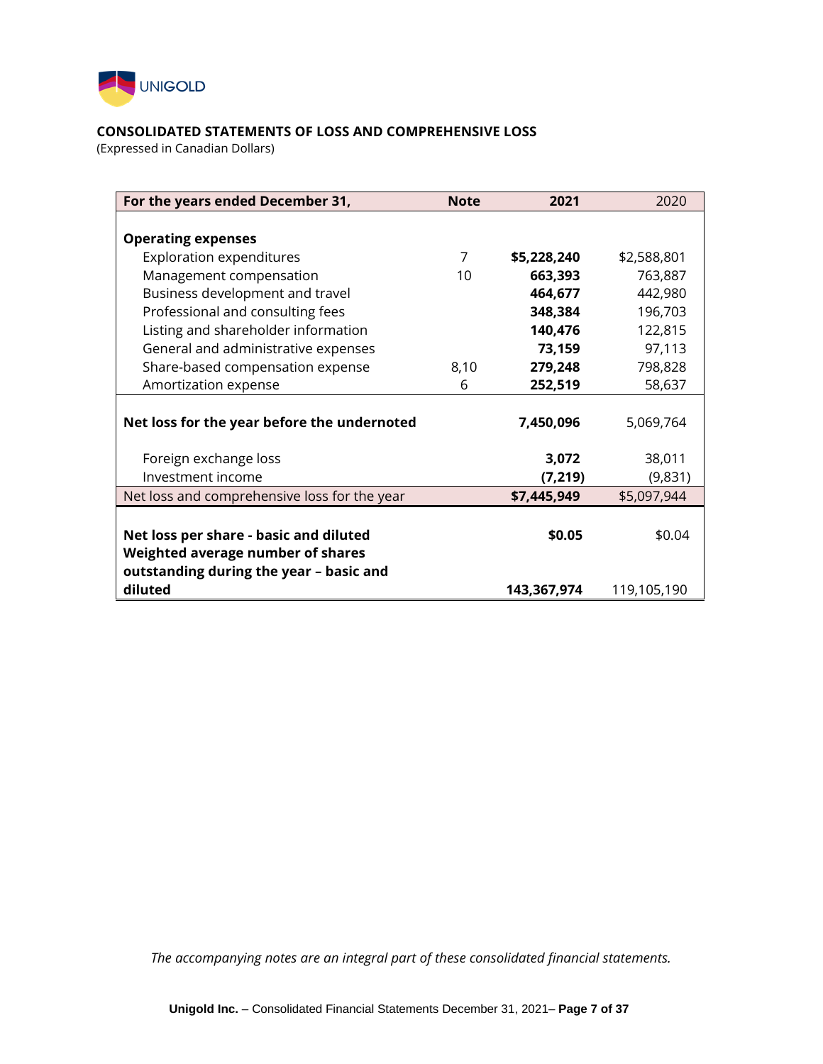UNIGOLD

**CONSOLIDATED STATEMENTS OF LOSS AND COMPREHENSIVE LOSS**
(Expressed in Canadian Dollars)

| For the years ended December 31, | Note | 2021 | 2020 |
|---|---|---|---|
| **Operating expenses** | | | |
| Exploration expenditures | 7 | **$5,228,240** | $2,588,801 |
| Management compensation | 10 | **663,393** | 763,887 |
| Business development and travel | | **464,677** | 442,980 |
| Professional and consulting fees | | **348,384** | 196,703 |
| Listing and shareholder information | | **140,476** | 122,815 |
| General and administrative expenses | | **73,159** | 97,113 |
| Share-based compensation expense | 8,10 | **279,248** | 798,828 |
| Amortization expense | 6 | **252,519** | 58,637 |
| **Net loss for the year before the undernoted** | | **7,450,096** | 5,069,764 |
| Foreign exchange loss | | **3,072** | 38,011 |
| Investment income | | **(7,219)** | (9,831) |
| Net loss and comprehensive loss for the year | | **$7,445,949** | $5,097,944 |
| **Net loss per share - basic and diluted** | | **$0.05** | $0.04 |
| **Weighted average number of shares outstanding during the year – basic and diluted** | | **143,367,974** | 119,105,190 |

*The accompanying notes are an integral part of these consolidated financial statements.*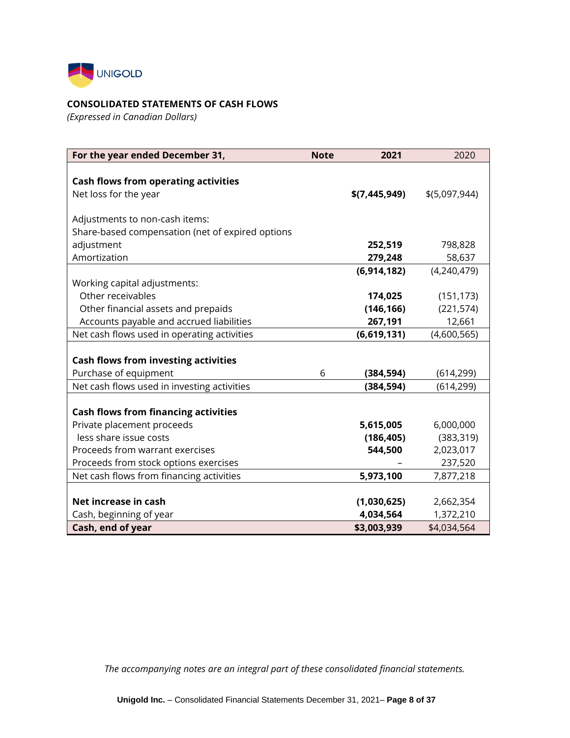UNIGOLD

**CONSOLIDATED STATEMENTS OF CASH FLOWS**

*(Expressed in Canadian Dollars)*

| For the year ended December 31, | Note | 2021 | 2020 |
|---|---|---|---|
| **Cash flows from operating activities** | | | |
| Net loss for the year | | **$(7,445,949)** | $(5,097,944) |
| Adjustments to non-cash items: | | | |
| Share-based compensation (net of expired options adjustment | | **252,519** | 798,828 |
| Amortization | | **279,248** | 58,637 |
| | | **(6,914,182)** | (4,240,479) |
| Working capital adjustments: | | | |
| Other receivables | | **174,025** | (151,173) |
| Other financial assets and prepaids | | **(146,166)** | (221,574) |
| Accounts payable and accrued liabilities | | **267,191** | 12,661 |
| Net cash flows used in operating activities | | **(6,619,131)** | (4,600,565) |
| **Cash flows from investing activities** | | | |
| Purchase of equipment | 6 | **(384,594)** | (614,299) |
| Net cash flows used in investing activities | | **(384,594)** | (614,299) |
| **Cash flows from financing activities** | | | |
| Private placement proceeds | | **5,615,005** | 6,000,000 |
| less share issue costs | | **(186,405)** | (383,319) |
| Proceeds from warrant exercises | | **544,500** | 2,023,017 |
| Proceeds from stock options exercises | | – | 237,520 |
| Net cash flows from financing activities | | **5,973,100** | 7,877,218 |
| **Net increase in cash** | | **(1,030,625)** | 2,662,354 |
| Cash, beginning of year | | **4,034,564** | 1,372,210 |
| **Cash, end of year** | | **$3,003,939** | $4,034,564 |

*The accompanying notes are an integral part of these consolidated financial statements.*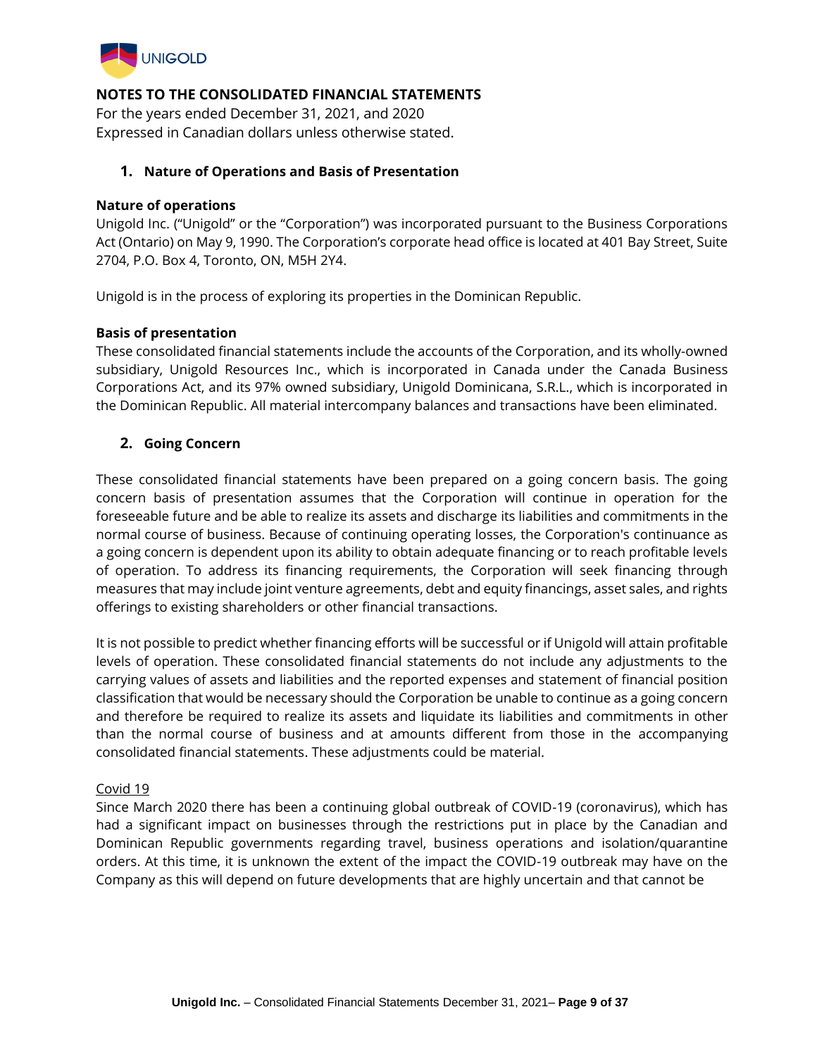## NOTES TO THE CONSOLIDATED FINANCIAL STATEMENTS

For the years ended December 31, 2021, and 2020
Expressed in Canadian dollars unless otherwise stated.

### 1. Nature of Operations and Basis of Presentation

**Nature of operations**

Unigold Inc. ("Unigold" or the "Corporation") was incorporated pursuant to the Business Corporations Act (Ontario) on May 9, 1990. The Corporation's corporate head office is located at 401 Bay Street, Suite 2704, P.O. Box 4, Toronto, ON, M5H 2Y4.

Unigold is in the process of exploring its properties in the Dominican Republic.

**Basis of presentation**

These consolidated financial statements include the accounts of the Corporation, and its wholly-owned subsidiary, Unigold Resources Inc., which is incorporated in Canada under the Canada Business Corporations Act, and its 97% owned subsidiary, Unigold Dominicana, S.R.L., which is incorporated in the Dominican Republic. All material intercompany balances and transactions have been eliminated.

### 2. Going Concern

These consolidated financial statements have been prepared on a going concern basis. The going concern basis of presentation assumes that the Corporation will continue in operation for the foreseeable future and be able to realize its assets and discharge its liabilities and commitments in the normal course of business. Because of continuing operating losses, the Corporation's continuance as a going concern is dependent upon its ability to obtain adequate financing or to reach profitable levels of operation. To address its financing requirements, the Corporation will seek financing through measures that may include joint venture agreements, debt and equity financings, asset sales, and rights offerings to existing shareholders or other financial transactions.

It is not possible to predict whether financing efforts will be successful or if Unigold will attain profitable levels of operation. These consolidated financial statements do not include any adjustments to the carrying values of assets and liabilities and the reported expenses and statement of financial position classification that would be necessary should the Corporation be unable to continue as a going concern and therefore be required to realize its assets and liquidate its liabilities and commitments in other than the normal course of business and at amounts different from those in the accompanying consolidated financial statements. These adjustments could be material.

<u>Covid 19</u>

Since March 2020 there has been a continuing global outbreak of COVID-19 (coronavirus), which has had a significant impact on businesses through the restrictions put in place by the Canadian and Dominican Republic governments regarding travel, business operations and isolation/quarantine orders. At this time, it is unknown the extent of the impact the COVID-19 outbreak may have on the Company as this will depend on future developments that are highly uncertain and that cannot be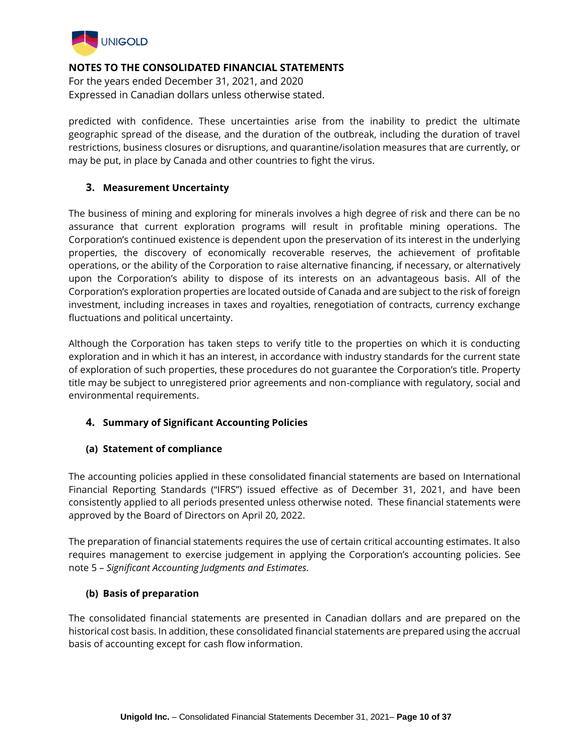predicted with confidence. These uncertainties arise from the inability to predict the ultimate geographic spread of the disease, and the duration of the outbreak, including the duration of travel restrictions, business closures or disruptions, and quarantine/isolation measures that are currently, or may be put, in place by Canada and other countries to fight the virus.

## 3. Measurement Uncertainty

The business of mining and exploring for minerals involves a high degree of risk and there can be no assurance that current exploration programs will result in profitable mining operations. The Corporation's continued existence is dependent upon the preservation of its interest in the underlying properties, the discovery of economically recoverable reserves, the achievement of profitable operations, or the ability of the Corporation to raise alternative financing, if necessary, or alternatively upon the Corporation's ability to dispose of its interests on an advantageous basis. All of the Corporation's exploration properties are located outside of Canada and are subject to the risk of foreign investment, including increases in taxes and royalties, renegotiation of contracts, currency exchange fluctuations and political uncertainty.

Although the Corporation has taken steps to verify title to the properties on which it is conducting exploration and in which it has an interest, in accordance with industry standards for the current state of exploration of such properties, these procedures do not guarantee the Corporation's title. Property title may be subject to unregistered prior agreements and non-compliance with regulatory, social and environmental requirements.

## 4. Summary of Significant Accounting Policies

### (a) Statement of compliance

The accounting policies applied in these consolidated financial statements are based on International Financial Reporting Standards ("IFRS") issued effective as of December 31, 2021, and have been consistently applied to all periods presented unless otherwise noted. These financial statements were approved by the Board of Directors on April 20, 2022.

The preparation of financial statements requires the use of certain critical accounting estimates. It also requires management to exercise judgement in applying the Corporation's accounting policies. See note 5 – *Significant Accounting Judgments and Estimates.*

### (b) Basis of preparation

The consolidated financial statements are presented in Canadian dollars and are prepared on the historical cost basis. In addition, these consolidated financial statements are prepared using the accrual basis of accounting except for cash flow information.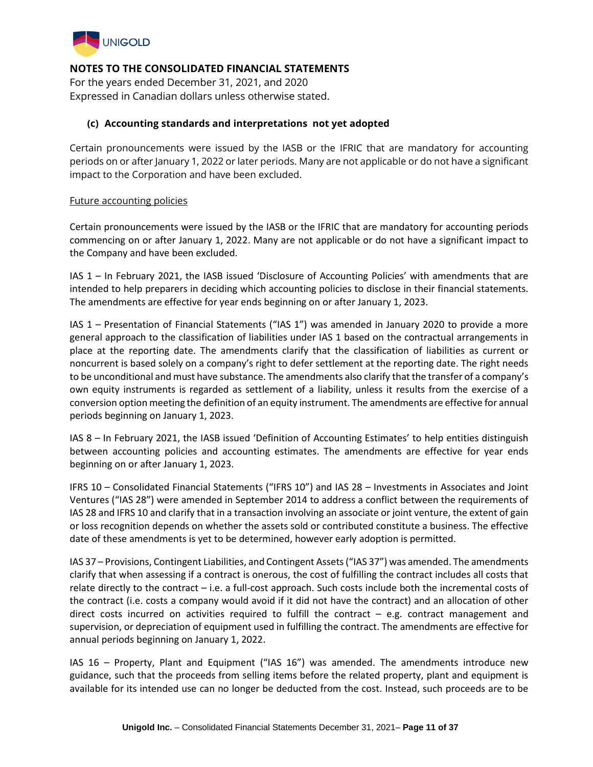## NOTES TO THE CONSOLIDATED FINANCIAL STATEMENTS

For the years ended December 31, 2021, and 2020
Expressed in Canadian dollars unless otherwise stated.

### (c) Accounting standards and interpretations not yet adopted

Certain pronouncements were issued by the IASB or the IFRIC that are mandatory for accounting periods on or after January 1, 2022 or later periods. Many are not applicable or do not have a significant impact to the Corporation and have been excluded.

Future accounting policies

Certain pronouncements were issued by the IASB or the IFRIC that are mandatory for accounting periods commencing on or after January 1, 2022. Many are not applicable or do not have a significant impact to the Company and have been excluded.

IAS 1 – In February 2021, the IASB issued 'Disclosure of Accounting Policies' with amendments that are intended to help preparers in deciding which accounting policies to disclose in their financial statements. The amendments are effective for year ends beginning on or after January 1, 2023.

IAS 1 – Presentation of Financial Statements ("IAS 1") was amended in January 2020 to provide a more general approach to the classification of liabilities under IAS 1 based on the contractual arrangements in place at the reporting date. The amendments clarify that the classification of liabilities as current or noncurrent is based solely on a company's right to defer settlement at the reporting date. The right needs to be unconditional and must have substance. The amendments also clarify that the transfer of a company's own equity instruments is regarded as settlement of a liability, unless it results from the exercise of a conversion option meeting the definition of an equity instrument. The amendments are effective for annual periods beginning on January 1, 2023.

IAS 8 – In February 2021, the IASB issued 'Definition of Accounting Estimates' to help entities distinguish between accounting policies and accounting estimates. The amendments are effective for year ends beginning on or after January 1, 2023.

IFRS 10 – Consolidated Financial Statements ("IFRS 10") and IAS 28 – Investments in Associates and Joint Ventures ("IAS 28") were amended in September 2014 to address a conflict between the requirements of IAS 28 and IFRS 10 and clarify that in a transaction involving an associate or joint venture, the extent of gain or loss recognition depends on whether the assets sold or contributed constitute a business. The effective date of these amendments is yet to be determined, however early adoption is permitted.

IAS 37 – Provisions, Contingent Liabilities, and Contingent Assets ("IAS 37") was amended. The amendments clarify that when assessing if a contract is onerous, the cost of fulfilling the contract includes all costs that relate directly to the contract – i.e. a full-cost approach. Such costs include both the incremental costs of the contract (i.e. costs a company would avoid if it did not have the contract) and an allocation of other direct costs incurred on activities required to fulfill the contract – e.g. contract management and supervision, or depreciation of equipment used in fulfilling the contract. The amendments are effective for annual periods beginning on January 1, 2022.

IAS 16 – Property, Plant and Equipment ("IAS 16") was amended. The amendments introduce new guidance, such that the proceeds from selling items before the related property, plant and equipment is available for its intended use can no longer be deducted from the cost. Instead, such proceeds are to be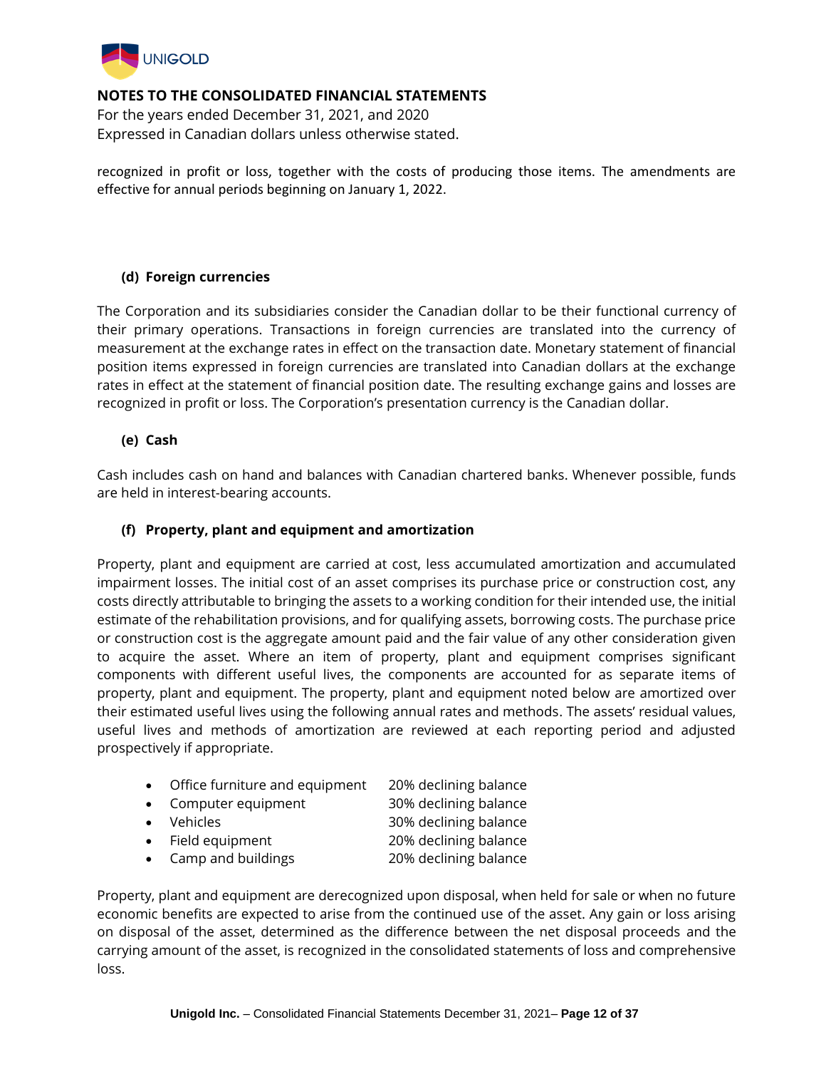recognized in profit or loss, together with the costs of producing those items. The amendments are effective for annual periods beginning on January 1, 2022.

### (d) Foreign currencies

The Corporation and its subsidiaries consider the Canadian dollar to be their functional currency of their primary operations. Transactions in foreign currencies are translated into the currency of measurement at the exchange rates in effect on the transaction date. Monetary statement of financial position items expressed in foreign currencies are translated into Canadian dollars at the exchange rates in effect at the statement of financial position date. The resulting exchange gains and losses are recognized in profit or loss. The Corporation's presentation currency is the Canadian dollar.

### (e) Cash

Cash includes cash on hand and balances with Canadian chartered banks. Whenever possible, funds are held in interest-bearing accounts.

### (f) Property, plant and equipment and amortization

Property, plant and equipment are carried at cost, less accumulated amortization and accumulated impairment losses. The initial cost of an asset comprises its purchase price or construction cost, any costs directly attributable to bringing the assets to a working condition for their intended use, the initial estimate of the rehabilitation provisions, and for qualifying assets, borrowing costs. The purchase price or construction cost is the aggregate amount paid and the fair value of any other consideration given to acquire the asset. Where an item of property, plant and equipment comprises significant components with different useful lives, the components are accounted for as separate items of property, plant and equipment. The property, plant and equipment noted below are amortized over their estimated useful lives using the following annual rates and methods. The assets' residual values, useful lives and methods of amortization are reviewed at each reporting period and adjusted prospectively if appropriate.

- Office furniture and equipment — 20% declining balance
- Computer equipment — 30% declining balance
- Vehicles — 30% declining balance
- Field equipment — 20% declining balance
- Camp and buildings — 20% declining balance

Property, plant and equipment are derecognized upon disposal, when held for sale or when no future economic benefits are expected to arise from the continued use of the asset. Any gain or loss arising on disposal of the asset, determined as the difference between the net disposal proceeds and the carrying amount of the asset, is recognized in the consolidated statements of loss and comprehensive loss.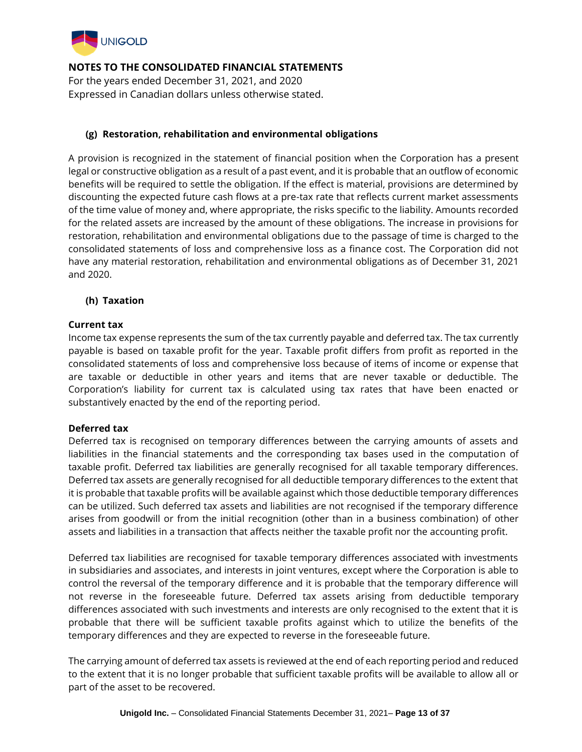**NOTES TO THE CONSOLIDATED FINANCIAL STATEMENTS**

For the years ended December 31, 2021, and 2020
Expressed in Canadian dollars unless otherwise stated.

### (g) Restoration, rehabilitation and environmental obligations

A provision is recognized in the statement of financial position when the Corporation has a present legal or constructive obligation as a result of a past event, and it is probable that an outflow of economic benefits will be required to settle the obligation. If the effect is material, provisions are determined by discounting the expected future cash flows at a pre-tax rate that reflects current market assessments of the time value of money and, where appropriate, the risks specific to the liability. Amounts recorded for the related assets are increased by the amount of these obligations. The increase in provisions for restoration, rehabilitation and environmental obligations due to the passage of time is charged to the consolidated statements of loss and comprehensive loss as a finance cost. The Corporation did not have any material restoration, rehabilitation and environmental obligations as of December 31, 2021 and 2020.

### (h) Taxation

**Current tax**

Income tax expense represents the sum of the tax currently payable and deferred tax. The tax currently payable is based on taxable profit for the year. Taxable profit differs from profit as reported in the consolidated statements of loss and comprehensive loss because of items of income or expense that are taxable or deductible in other years and items that are never taxable or deductible. The Corporation's liability for current tax is calculated using tax rates that have been enacted or substantively enacted by the end of the reporting period.

**Deferred tax**

Deferred tax is recognised on temporary differences between the carrying amounts of assets and liabilities in the financial statements and the corresponding tax bases used in the computation of taxable profit. Deferred tax liabilities are generally recognised for all taxable temporary differences. Deferred tax assets are generally recognised for all deductible temporary differences to the extent that it is probable that taxable profits will be available against which those deductible temporary differences can be utilized. Such deferred tax assets and liabilities are not recognised if the temporary difference arises from goodwill or from the initial recognition (other than in a business combination) of other assets and liabilities in a transaction that affects neither the taxable profit nor the accounting profit.

Deferred tax liabilities are recognised for taxable temporary differences associated with investments in subsidiaries and associates, and interests in joint ventures, except where the Corporation is able to control the reversal of the temporary difference and it is probable that the temporary difference will not reverse in the foreseeable future. Deferred tax assets arising from deductible temporary differences associated with such investments and interests are only recognised to the extent that it is probable that there will be sufficient taxable profits against which to utilize the benefits of the temporary differences and they are expected to reverse in the foreseeable future.

The carrying amount of deferred tax assets is reviewed at the end of each reporting period and reduced to the extent that it is no longer probable that sufficient taxable profits will be available to allow all or part of the asset to be recovered.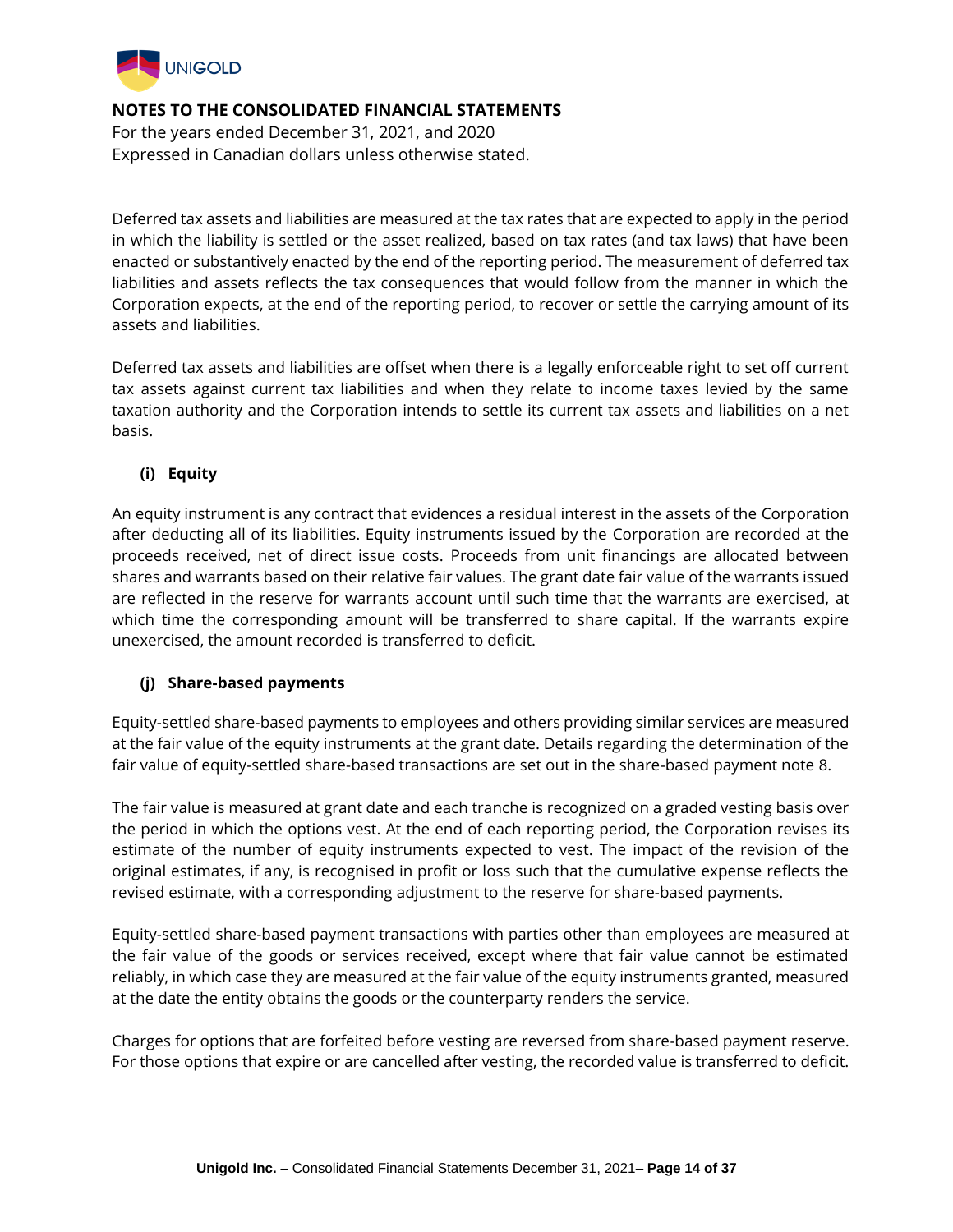Deferred tax assets and liabilities are measured at the tax rates that are expected to apply in the period in which the liability is settled or the asset realized, based on tax rates (and tax laws) that have been enacted or substantively enacted by the end of the reporting period. The measurement of deferred tax liabilities and assets reflects the tax consequences that would follow from the manner in which the Corporation expects, at the end of the reporting period, to recover or settle the carrying amount of its assets and liabilities.

Deferred tax assets and liabilities are offset when there is a legally enforceable right to set off current tax assets against current tax liabilities and when they relate to income taxes levied by the same taxation authority and the Corporation intends to settle its current tax assets and liabilities on a net basis.

### (i) Equity

An equity instrument is any contract that evidences a residual interest in the assets of the Corporation after deducting all of its liabilities. Equity instruments issued by the Corporation are recorded at the proceeds received, net of direct issue costs. Proceeds from unit financings are allocated between shares and warrants based on their relative fair values. The grant date fair value of the warrants issued are reflected in the reserve for warrants account until such time that the warrants are exercised, at which time the corresponding amount will be transferred to share capital. If the warrants expire unexercised, the amount recorded is transferred to deficit.

### (j) Share-based payments

Equity-settled share-based payments to employees and others providing similar services are measured at the fair value of the equity instruments at the grant date. Details regarding the determination of the fair value of equity-settled share-based transactions are set out in the share-based payment note 8.

The fair value is measured at grant date and each tranche is recognized on a graded vesting basis over the period in which the options vest. At the end of each reporting period, the Corporation revises its estimate of the number of equity instruments expected to vest. The impact of the revision of the original estimates, if any, is recognised in profit or loss such that the cumulative expense reflects the revised estimate, with a corresponding adjustment to the reserve for share-based payments.

Equity-settled share-based payment transactions with parties other than employees are measured at the fair value of the goods or services received, except where that fair value cannot be estimated reliably, in which case they are measured at the fair value of the equity instruments granted, measured at the date the entity obtains the goods or the counterparty renders the service.

Charges for options that are forfeited before vesting are reversed from share-based payment reserve. For those options that expire or are cancelled after vesting, the recorded value is transferred to deficit.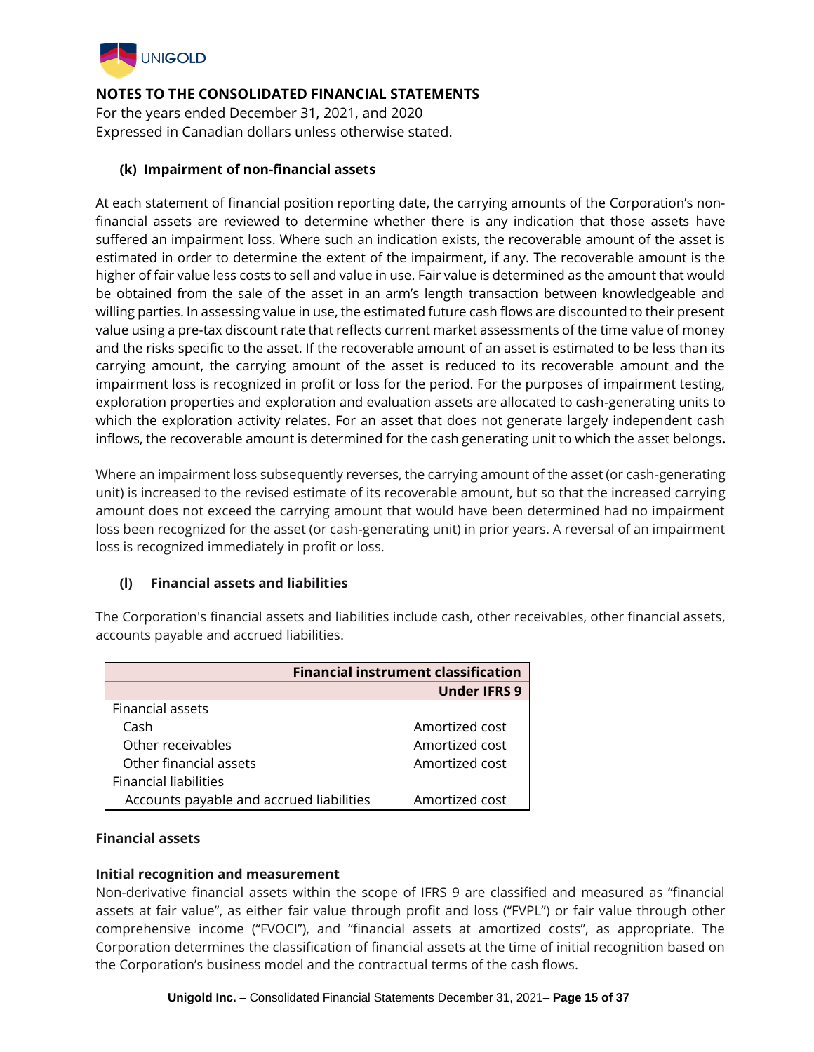### (k) Impairment of non-financial assets

At each statement of financial position reporting date, the carrying amounts of the Corporation's non-financial assets are reviewed to determine whether there is any indication that those assets have suffered an impairment loss. Where such an indication exists, the recoverable amount of the asset is estimated in order to determine the extent of the impairment, if any. The recoverable amount is the higher of fair value less costs to sell and value in use. Fair value is determined as the amount that would be obtained from the sale of the asset in an arm's length transaction between knowledgeable and willing parties. In assessing value in use, the estimated future cash flows are discounted to their present value using a pre-tax discount rate that reflects current market assessments of the time value of money and the risks specific to the asset. If the recoverable amount of an asset is estimated to be less than its carrying amount, the carrying amount of the asset is reduced to its recoverable amount and the impairment loss is recognized in profit or loss for the period. For the purposes of impairment testing, exploration properties and exploration and evaluation assets are allocated to cash-generating units to which the exploration activity relates. For an asset that does not generate largely independent cash inflows, the recoverable amount is determined for the cash generating unit to which the asset belongs**.**

Where an impairment loss subsequently reverses, the carrying amount of the asset (or cash-generating unit) is increased to the revised estimate of its recoverable amount, but so that the increased carrying amount does not exceed the carrying amount that would have been determined had no impairment loss been recognized for the asset (or cash-generating unit) in prior years. A reversal of an impairment loss is recognized immediately in profit or loss.

### (l) Financial assets and liabilities

The Corporation's financial assets and liabilities include cash, other receivables, other financial assets, accounts payable and accrued liabilities.

| | **Financial instrument classification** |
|---|---|
| | **Under IFRS 9** |
| Financial assets | |
| Cash | Amortized cost |
| Other receivables | Amortized cost |
| Other financial assets | Amortized cost |
| Financial liabilities | |
| Accounts payable and accrued liabilities | Amortized cost |

**Financial assets**

**Initial recognition and measurement**

Non-derivative financial assets within the scope of IFRS 9 are classified and measured as "financial assets at fair value", as either fair value through profit and loss ("FVPL") or fair value through other comprehensive income ("FVOCI"), and "financial assets at amortized costs", as appropriate. The Corporation determines the classification of financial assets at the time of initial recognition based on the Corporation's business model and the contractual terms of the cash flows.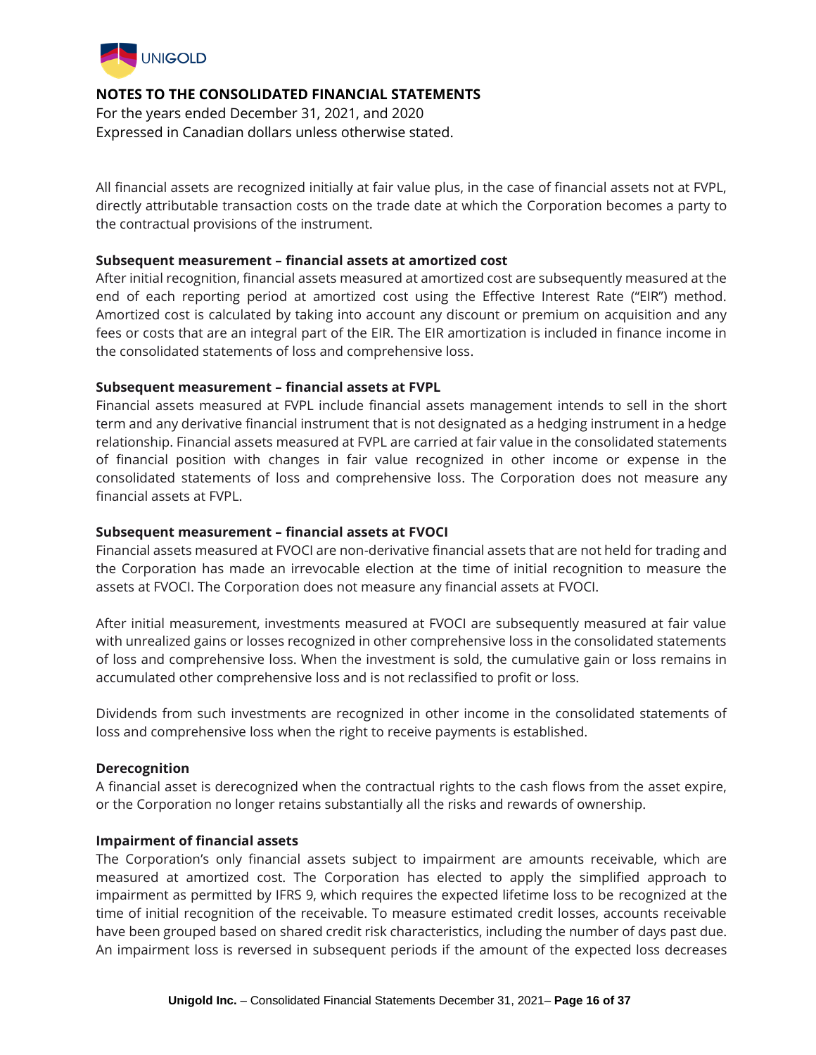All financial assets are recognized initially at fair value plus, in the case of financial assets not at FVPL, directly attributable transaction costs on the trade date at which the Corporation becomes a party to the contractual provisions of the instrument.

**Subsequent measurement – financial assets at amortized cost**

After initial recognition, financial assets measured at amortized cost are subsequently measured at the end of each reporting period at amortized cost using the Effective Interest Rate ("EIR") method. Amortized cost is calculated by taking into account any discount or premium on acquisition and any fees or costs that are an integral part of the EIR. The EIR amortization is included in finance income in the consolidated statements of loss and comprehensive loss.

**Subsequent measurement – financial assets at FVPL**

Financial assets measured at FVPL include financial assets management intends to sell in the short term and any derivative financial instrument that is not designated as a hedging instrument in a hedge relationship. Financial assets measured at FVPL are carried at fair value in the consolidated statements of financial position with changes in fair value recognized in other income or expense in the consolidated statements of loss and comprehensive loss. The Corporation does not measure any financial assets at FVPL.

**Subsequent measurement – financial assets at FVOCI**

Financial assets measured at FVOCI are non-derivative financial assets that are not held for trading and the Corporation has made an irrevocable election at the time of initial recognition to measure the assets at FVOCI. The Corporation does not measure any financial assets at FVOCI.

After initial measurement, investments measured at FVOCI are subsequently measured at fair value with unrealized gains or losses recognized in other comprehensive loss in the consolidated statements of loss and comprehensive loss. When the investment is sold, the cumulative gain or loss remains in accumulated other comprehensive loss and is not reclassified to profit or loss.

Dividends from such investments are recognized in other income in the consolidated statements of loss and comprehensive loss when the right to receive payments is established.

**Derecognition**

A financial asset is derecognized when the contractual rights to the cash flows from the asset expire, or the Corporation no longer retains substantially all the risks and rewards of ownership.

**Impairment of financial assets**

The Corporation's only financial assets subject to impairment are amounts receivable, which are measured at amortized cost. The Corporation has elected to apply the simplified approach to impairment as permitted by IFRS 9, which requires the expected lifetime loss to be recognized at the time of initial recognition of the receivable. To measure estimated credit losses, accounts receivable have been grouped based on shared credit risk characteristics, including the number of days past due. An impairment loss is reversed in subsequent periods if the amount of the expected loss decreases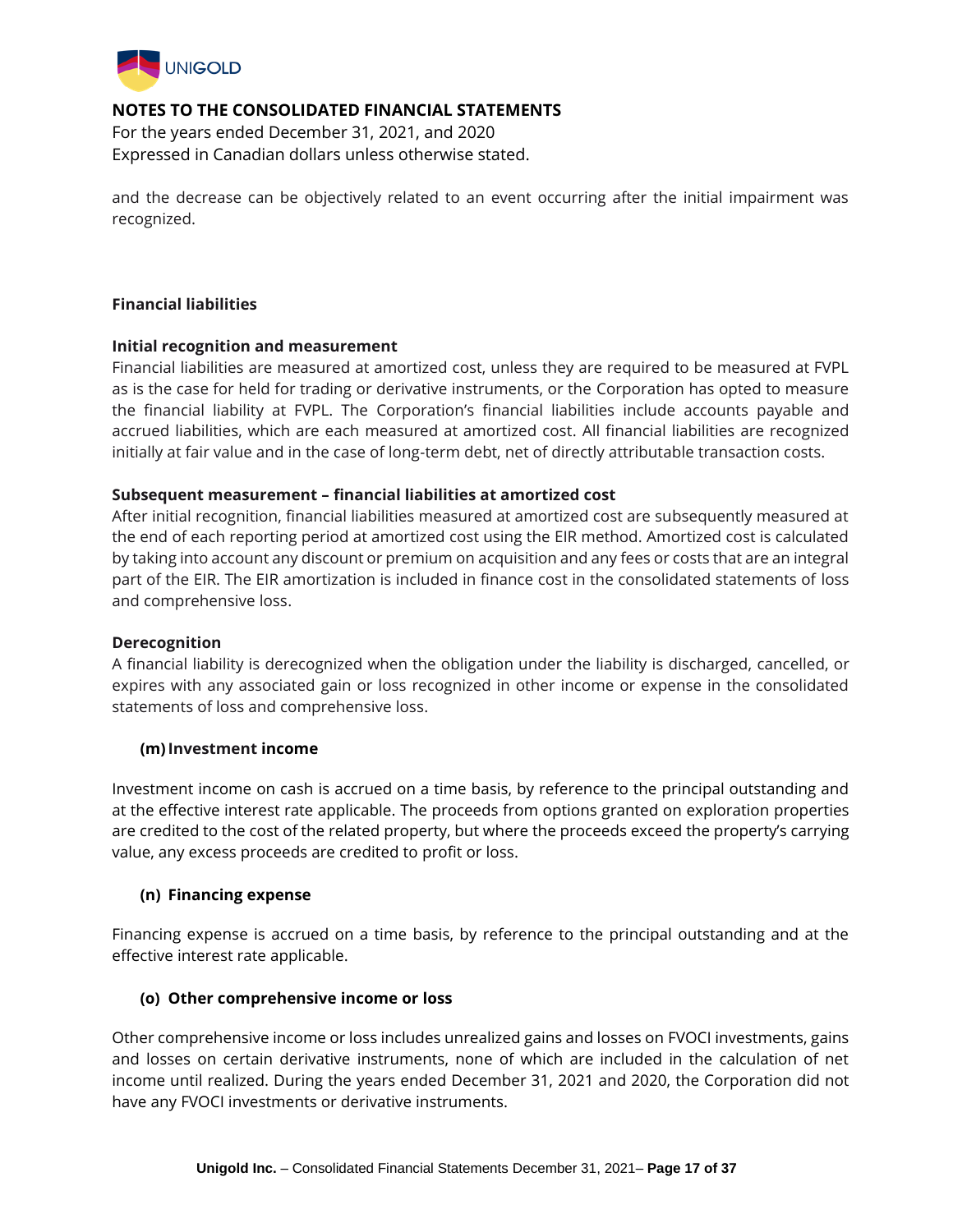and the decrease can be objectively related to an event occurring after the initial impairment was recognized.

**Financial liabilities**

**Initial recognition and measurement**

Financial liabilities are measured at amortized cost, unless they are required to be measured at FVPL as is the case for held for trading or derivative instruments, or the Corporation has opted to measure the financial liability at FVPL. The Corporation's financial liabilities include accounts payable and accrued liabilities, which are each measured at amortized cost. All financial liabilities are recognized initially at fair value and in the case of long-term debt, net of directly attributable transaction costs.

**Subsequent measurement – financial liabilities at amortized cost**

After initial recognition, financial liabilities measured at amortized cost are subsequently measured at the end of each reporting period at amortized cost using the EIR method. Amortized cost is calculated by taking into account any discount or premium on acquisition and any fees or costs that are an integral part of the EIR. The EIR amortization is included in finance cost in the consolidated statements of loss and comprehensive loss.

**Derecognition**

A financial liability is derecognized when the obligation under the liability is discharged, cancelled, or expires with any associated gain or loss recognized in other income or expense in the consolidated statements of loss and comprehensive loss.

**(m) Investment income**

Investment income on cash is accrued on a time basis, by reference to the principal outstanding and at the effective interest rate applicable. The proceeds from options granted on exploration properties are credited to the cost of the related property, but where the proceeds exceed the property's carrying value, any excess proceeds are credited to profit or loss.

**(n) Financing expense**

Financing expense is accrued on a time basis, by reference to the principal outstanding and at the effective interest rate applicable.

**(o) Other comprehensive income or loss**

Other comprehensive income or loss includes unrealized gains and losses on FVOCI investments, gains and losses on certain derivative instruments, none of which are included in the calculation of net income until realized. During the years ended December 31, 2021 and 2020, the Corporation did not have any FVOCI investments or derivative instruments.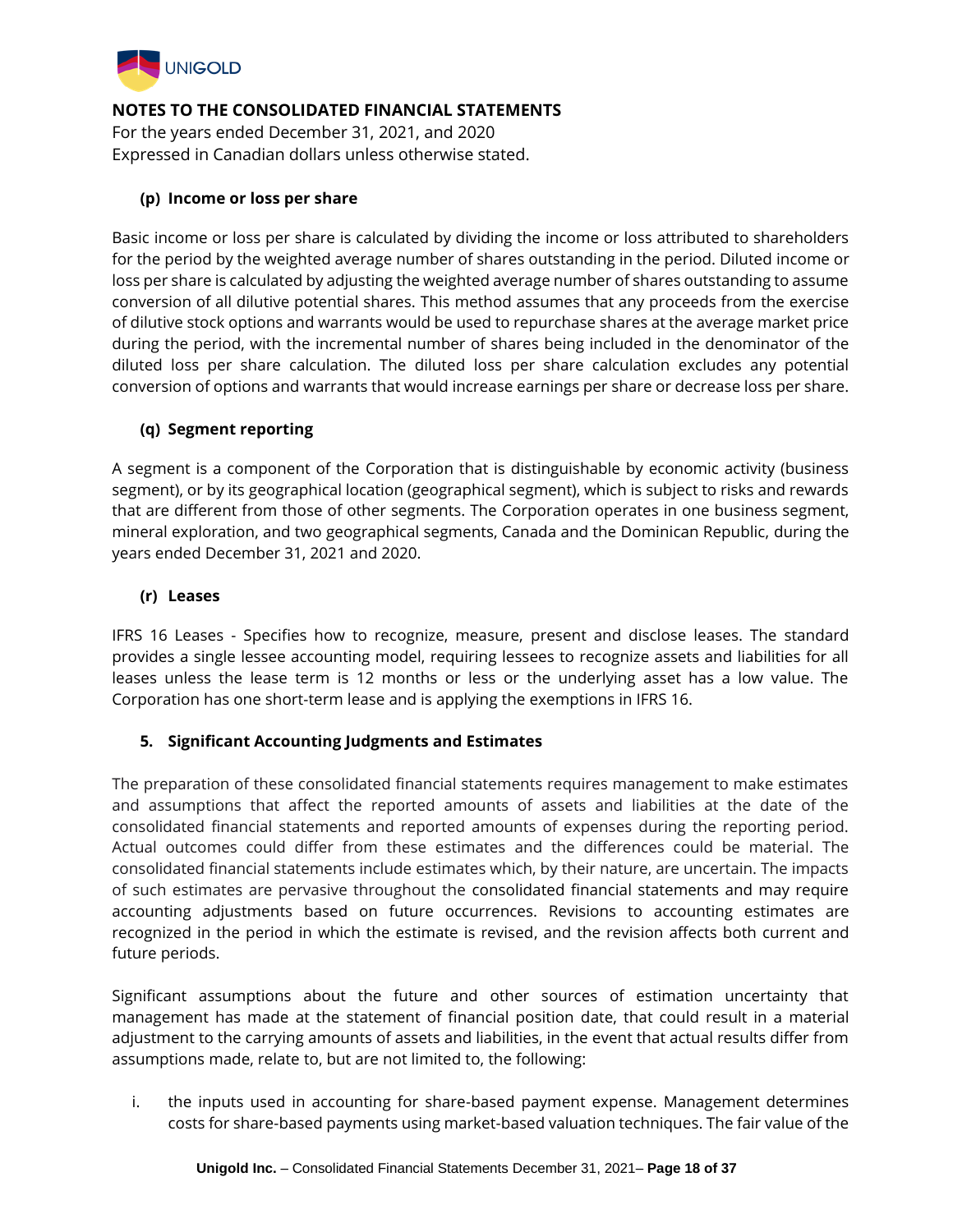### (p) Income or loss per share

Basic income or loss per share is calculated by dividing the income or loss attributed to shareholders for the period by the weighted average number of shares outstanding in the period. Diluted income or loss per share is calculated by adjusting the weighted average number of shares outstanding to assume conversion of all dilutive potential shares. This method assumes that any proceeds from the exercise of dilutive stock options and warrants would be used to repurchase shares at the average market price during the period, with the incremental number of shares being included in the denominator of the diluted loss per share calculation. The diluted loss per share calculation excludes any potential conversion of options and warrants that would increase earnings per share or decrease loss per share.

### (q) Segment reporting

A segment is a component of the Corporation that is distinguishable by economic activity (business segment), or by its geographical location (geographical segment), which is subject to risks and rewards that are different from those of other segments. The Corporation operates in one business segment, mineral exploration, and two geographical segments, Canada and the Dominican Republic, during the years ended December 31, 2021 and 2020.

### (r) Leases

IFRS 16 Leases - Specifies how to recognize, measure, present and disclose leases. The standard provides a single lessee accounting model, requiring lessees to recognize assets and liabilities for all leases unless the lease term is 12 months or less or the underlying asset has a low value. The Corporation has one short-term lease and is applying the exemptions in IFRS 16.

## 5. Significant Accounting Judgments and Estimates

The preparation of these consolidated financial statements requires management to make estimates and assumptions that affect the reported amounts of assets and liabilities at the date of the consolidated financial statements and reported amounts of expenses during the reporting period. Actual outcomes could differ from these estimates and the differences could be material. The consolidated financial statements include estimates which, by their nature, are uncertain. The impacts of such estimates are pervasive throughout the consolidated financial statements and may require accounting adjustments based on future occurrences. Revisions to accounting estimates are recognized in the period in which the estimate is revised, and the revision affects both current and future periods.

Significant assumptions about the future and other sources of estimation uncertainty that management has made at the statement of financial position date, that could result in a material adjustment to the carrying amounts of assets and liabilities, in the event that actual results differ from assumptions made, relate to, but are not limited to, the following:

i. the inputs used in accounting for share-based payment expense. Management determines costs for share-based payments using market-based valuation techniques. The fair value of the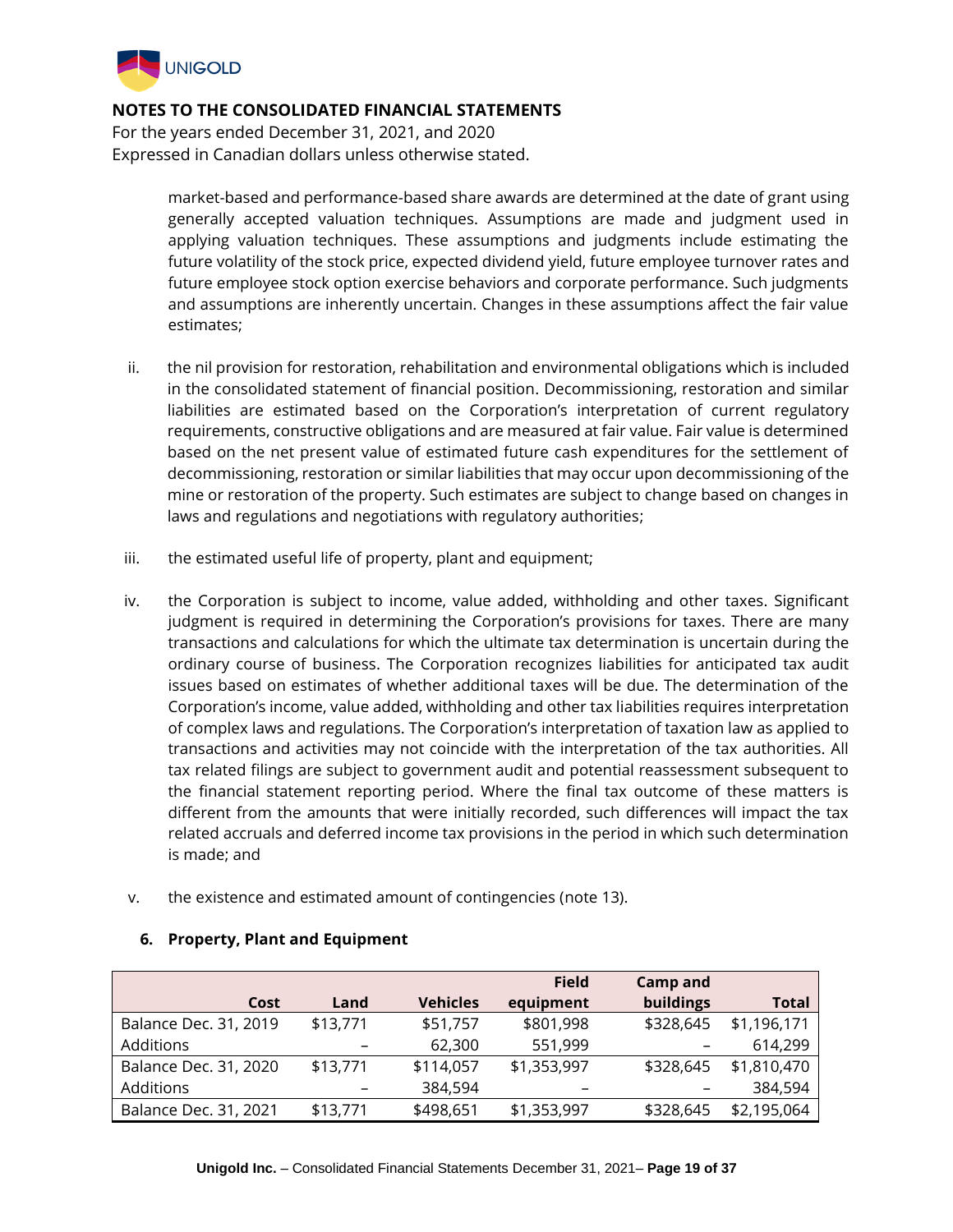market-based and performance-based share awards are determined at the date of grant using generally accepted valuation techniques. Assumptions are made and judgment used in applying valuation techniques. These assumptions and judgments include estimating the future volatility of the stock price, expected dividend yield, future employee turnover rates and future employee stock option exercise behaviors and corporate performance. Such judgments and assumptions are inherently uncertain. Changes in these assumptions affect the fair value estimates;

ii. the nil provision for restoration, rehabilitation and environmental obligations which is included in the consolidated statement of financial position. Decommissioning, restoration and similar liabilities are estimated based on the Corporation's interpretation of current regulatory requirements, constructive obligations and are measured at fair value. Fair value is determined based on the net present value of estimated future cash expenditures for the settlement of decommissioning, restoration or similar liabilities that may occur upon decommissioning of the mine or restoration of the property. Such estimates are subject to change based on changes in laws and regulations and negotiations with regulatory authorities;

iii. the estimated useful life of property, plant and equipment;

iv. the Corporation is subject to income, value added, withholding and other taxes. Significant judgment is required in determining the Corporation's provisions for taxes. There are many transactions and calculations for which the ultimate tax determination is uncertain during the ordinary course of business. The Corporation recognizes liabilities for anticipated tax audit issues based on estimates of whether additional taxes will be due. The determination of the Corporation's income, value added, withholding and other tax liabilities requires interpretation of complex laws and regulations. The Corporation's interpretation of taxation law as applied to transactions and activities may not coincide with the interpretation of the tax authorities. All tax related filings are subject to government audit and potential reassessment subsequent to the financial statement reporting period. Where the final tax outcome of these matters is different from the amounts that were initially recorded, such differences will impact the tax related accruals and deferred income tax provisions in the period in which such determination is made; and

v. the existence and estimated amount of contingencies (note 13).

## 6. Property, Plant and Equipment

| Cost | Land | Vehicles | Field equipment | Camp and buildings | Total |
|---|---|---|---|---|---|
| Balance Dec. 31, 2019 | $13,771 | $51,757 | $801,998 | $328,645 | $1,196,171 |
| Additions | – | 62,300 | 551,999 | – | 614,299 |
| Balance Dec. 31, 2020 | $13,771 | $114,057 | $1,353,997 | $328,645 | $1,810,470 |
| Additions | – | 384,594 | – | – | 384,594 |
| Balance Dec. 31, 2021 | $13,771 | $498,651 | $1,353,997 | $328,645 | $2,195,064 |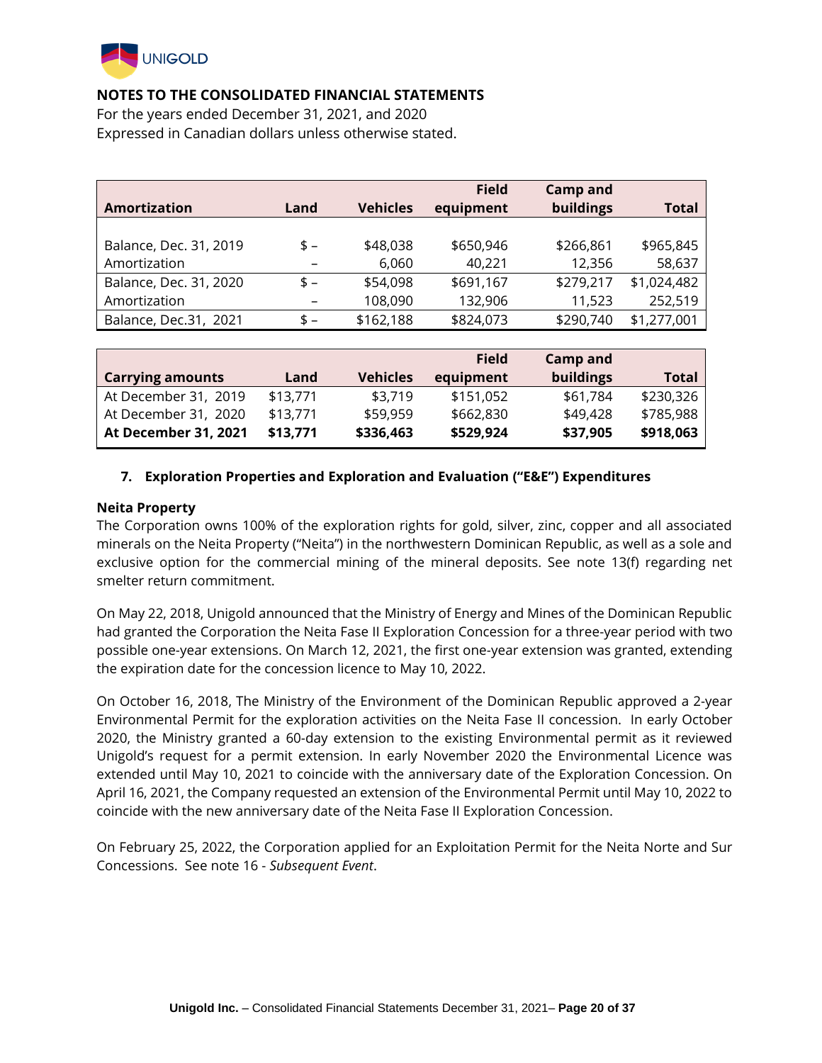**NOTES TO THE CONSOLIDATED FINANCIAL STATEMENTS**
For the years ended December 31, 2021, and 2020
Expressed in Canadian dollars unless otherwise stated.

| Amortization | Land | Vehicles | Field equipment | Camp and buildings | Total |
|---|---|---|---|---|---|
| Balance, Dec. 31, 2019 | $ – | $48,038 | $650,946 | $266,861 | $965,845 |
| Amortization | – | 6,060 | 40,221 | 12,356 | 58,637 |
| Balance, Dec. 31, 2020 | $ – | $54,098 | $691,167 | $279,217 | $1,024,482 |
| Amortization | – | 108,090 | 132,906 | 11,523 | 252,519 |
| Balance, Dec.31, 2021 | $ – | $162,188 | $824,073 | $290,740 | $1,277,001 |

| Carrying amounts | Land | Vehicles | Field equipment | Camp and buildings | Total |
|---|---|---|---|---|---|
| At December 31, 2019 | $13,771 | $3,719 | $151,052 | $61,784 | $230,326 |
| At December 31, 2020 | $13,771 | $59,959 | $662,830 | $49,428 | $785,988 |
| **At December 31, 2021** | **$13,771** | **$336,463** | **$529,924** | **$37,905** | **$918,063** |

## 7. Exploration Properties and Exploration and Evaluation ("E&E") Expenditures

**Neita Property**

The Corporation owns 100% of the exploration rights for gold, silver, zinc, copper and all associated minerals on the Neita Property ("Neita") in the northwestern Dominican Republic, as well as a sole and exclusive option for the commercial mining of the mineral deposits. See note 13(f) regarding net smelter return commitment.

On May 22, 2018, Unigold announced that the Ministry of Energy and Mines of the Dominican Republic had granted the Corporation the Neita Fase II Exploration Concession for a three-year period with two possible one-year extensions. On March 12, 2021, the first one-year extension was granted, extending the expiration date for the concession licence to May 10, 2022.

On October 16, 2018, The Ministry of the Environment of the Dominican Republic approved a 2-year Environmental Permit for the exploration activities on the Neita Fase II concession. In early October 2020, the Ministry granted a 60-day extension to the existing Environmental permit as it reviewed Unigold's request for a permit extension. In early November 2020 the Environmental Licence was extended until May 10, 2021 to coincide with the anniversary date of the Exploration Concession. On April 16, 2021, the Company requested an extension of the Environmental Permit until May 10, 2022 to coincide with the new anniversary date of the Neita Fase II Exploration Concession.

On February 25, 2022, the Corporation applied for an Exploitation Permit for the Neita Norte and Sur Concessions. See note 16 - *Subsequent Event*.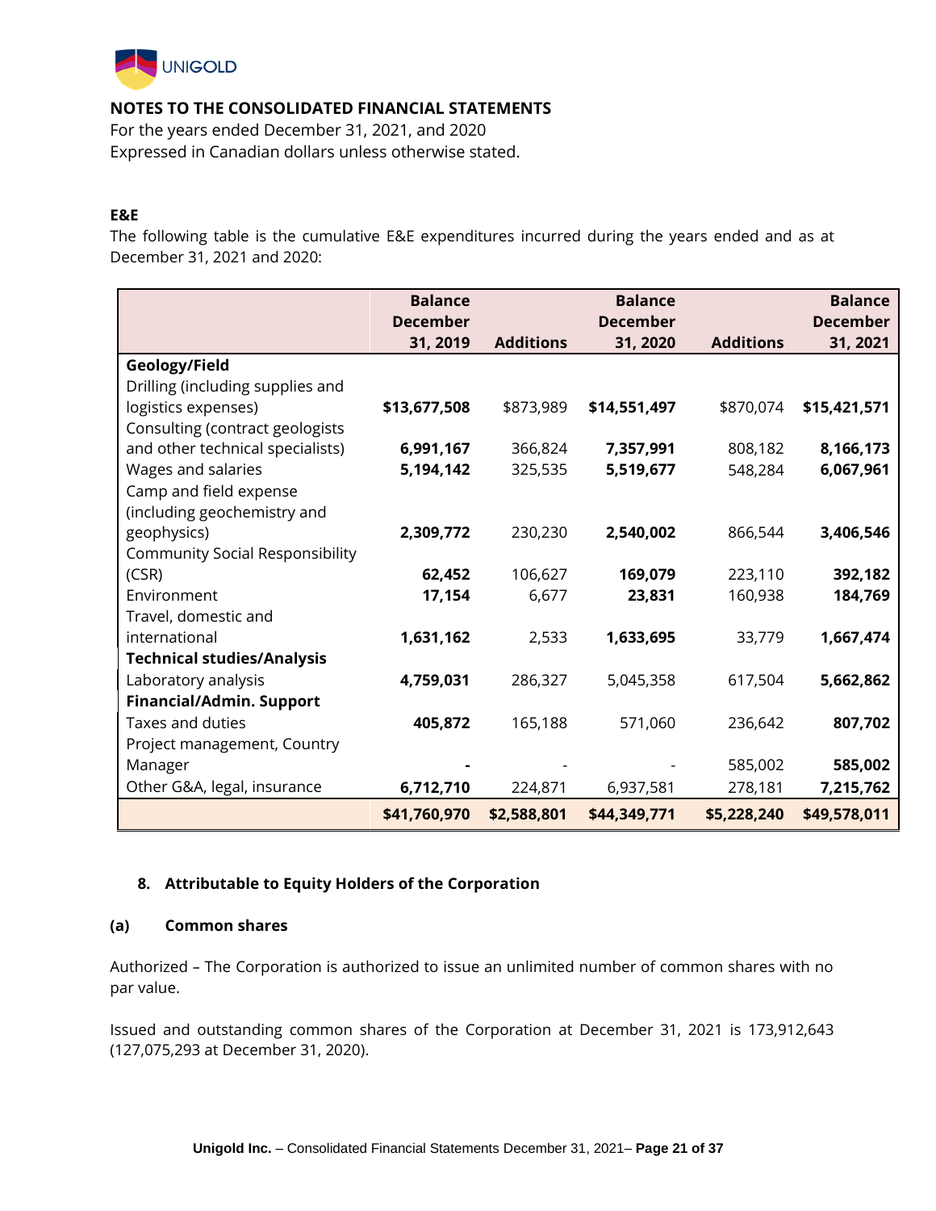## NOTES TO THE CONSOLIDATED FINANCIAL STATEMENTS

For the years ended December 31, 2021, and 2020
Expressed in Canadian dollars unless otherwise stated.

### E&E

The following table is the cumulative E&E expenditures incurred during the years ended and as at December 31, 2021 and 2020:

| | Balance December 31, 2019 | Additions | Balance December 31, 2020 | Additions | Balance December 31, 2021 |
|---|---|---|---|---|---|
| **Geology/Field** | | | | | |
| Drilling (including supplies and logistics expenses) | **$13,677,508** | $873,989 | **$14,551,497** | $870,074 | **$15,421,571** |
| Consulting (contract geologists and other technical specialists) | **6,991,167** | 366,824 | **7,357,991** | 808,182 | **8,166,173** |
| Wages and salaries | **5,194,142** | 325,535 | **5,519,677** | 548,284 | **6,067,961** |
| Camp and field expense (including geochemistry and geophysics) | **2,309,772** | 230,230 | **2,540,002** | 866,544 | **3,406,546** |
| Community Social Responsibility (CSR) | **62,452** | 106,627 | **169,079** | 223,110 | **392,182** |
| Environment | **17,154** | 6,677 | **23,831** | 160,938 | **184,769** |
| Travel, domestic and international | **1,631,162** | 2,533 | **1,633,695** | 33,779 | **1,667,474** |
| **Technical studies/Analysis** | | | | | |
| Laboratory analysis | **4,759,031** | 286,327 | 5,045,358 | 617,504 | **5,662,862** |
| **Financial/Admin. Support** | | | | | |
| Taxes and duties | **405,872** | 165,188 | 571,060 | 236,642 | **807,702** |
| Project management, Country Manager | **-** | - | - | 585,002 | **585,002** |
| Other G&A, legal, insurance | **6,712,710** | 224,871 | 6,937,581 | 278,181 | **7,215,762** |
| | **$41,760,970** | **$2,588,801** | **$44,349,771** | **$5,228,240** | **$49,578,011** |

## 8. Attributable to Equity Holders of the Corporation

### (a) Common shares

Authorized – The Corporation is authorized to issue an unlimited number of common shares with no par value.

Issued and outstanding common shares of the Corporation at December 31, 2021 is 173,912,643 (127,075,293 at December 31, 2020).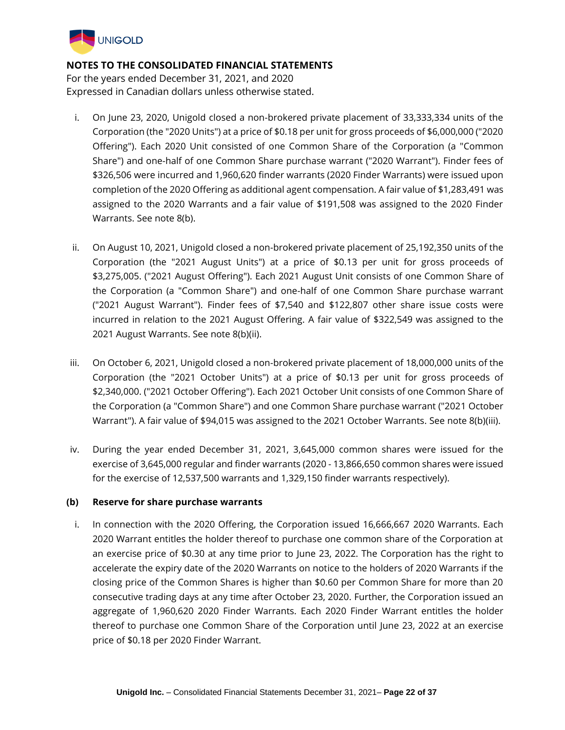**NOTES TO THE CONSOLIDATED FINANCIAL STATEMENTS**

For the years ended December 31, 2021, and 2020

Expressed in Canadian dollars unless otherwise stated.

i. On June 23, 2020, Unigold closed a non-brokered private placement of 33,333,334 units of the Corporation (the "2020 Units") at a price of $0.18 per unit for gross proceeds of $6,000,000 ("2020 Offering"). Each 2020 Unit consisted of one Common Share of the Corporation (a "Common Share") and one-half of one Common Share purchase warrant ("2020 Warrant"). Finder fees of $326,506 were incurred and 1,960,620 finder warrants (2020 Finder Warrants) were issued upon completion of the 2020 Offering as additional agent compensation. A fair value of $1,283,491 was assigned to the 2020 Warrants and a fair value of $191,508 was assigned to the 2020 Finder Warrants. See note 8(b).

ii. On August 10, 2021, Unigold closed a non-brokered private placement of 25,192,350 units of the Corporation (the "2021 August Units") at a price of $0.13 per unit for gross proceeds of $3,275,005. ("2021 August Offering"). Each 2021 August Unit consists of one Common Share of the Corporation (a "Common Share") and one-half of one Common Share purchase warrant ("2021 August Warrant"). Finder fees of $7,540 and $122,807 other share issue costs were incurred in relation to the 2021 August Offering. A fair value of $322,549 was assigned to the 2021 August Warrants. See note 8(b)(ii).

iii. On October 6, 2021, Unigold closed a non-brokered private placement of 18,000,000 units of the Corporation (the "2021 October Units") at a price of $0.13 per unit for gross proceeds of $2,340,000. ("2021 October Offering"). Each 2021 October Unit consists of one Common Share of the Corporation (a "Common Share") and one Common Share purchase warrant ("2021 October Warrant"). A fair value of $94,015 was assigned to the 2021 October Warrants. See note 8(b)(iii).

iv. During the year ended December 31, 2021, 3,645,000 common shares were issued for the exercise of 3,645,000 regular and finder warrants (2020 - 13,866,650 common shares were issued for the exercise of 12,537,500 warrants and 1,329,150 finder warrants respectively).

**(b) Reserve for share purchase warrants**

i. In connection with the 2020 Offering, the Corporation issued 16,666,667 2020 Warrants. Each 2020 Warrant entitles the holder thereof to purchase one common share of the Corporation at an exercise price of $0.30 at any time prior to June 23, 2022. The Corporation has the right to accelerate the expiry date of the 2020 Warrants on notice to the holders of 2020 Warrants if the closing price of the Common Shares is higher than $0.60 per Common Share for more than 20 consecutive trading days at any time after October 23, 2020. Further, the Corporation issued an aggregate of 1,960,620 2020 Finder Warrants. Each 2020 Finder Warrant entitles the holder thereof to purchase one Common Share of the Corporation until June 23, 2022 at an exercise price of $0.18 per 2020 Finder Warrant.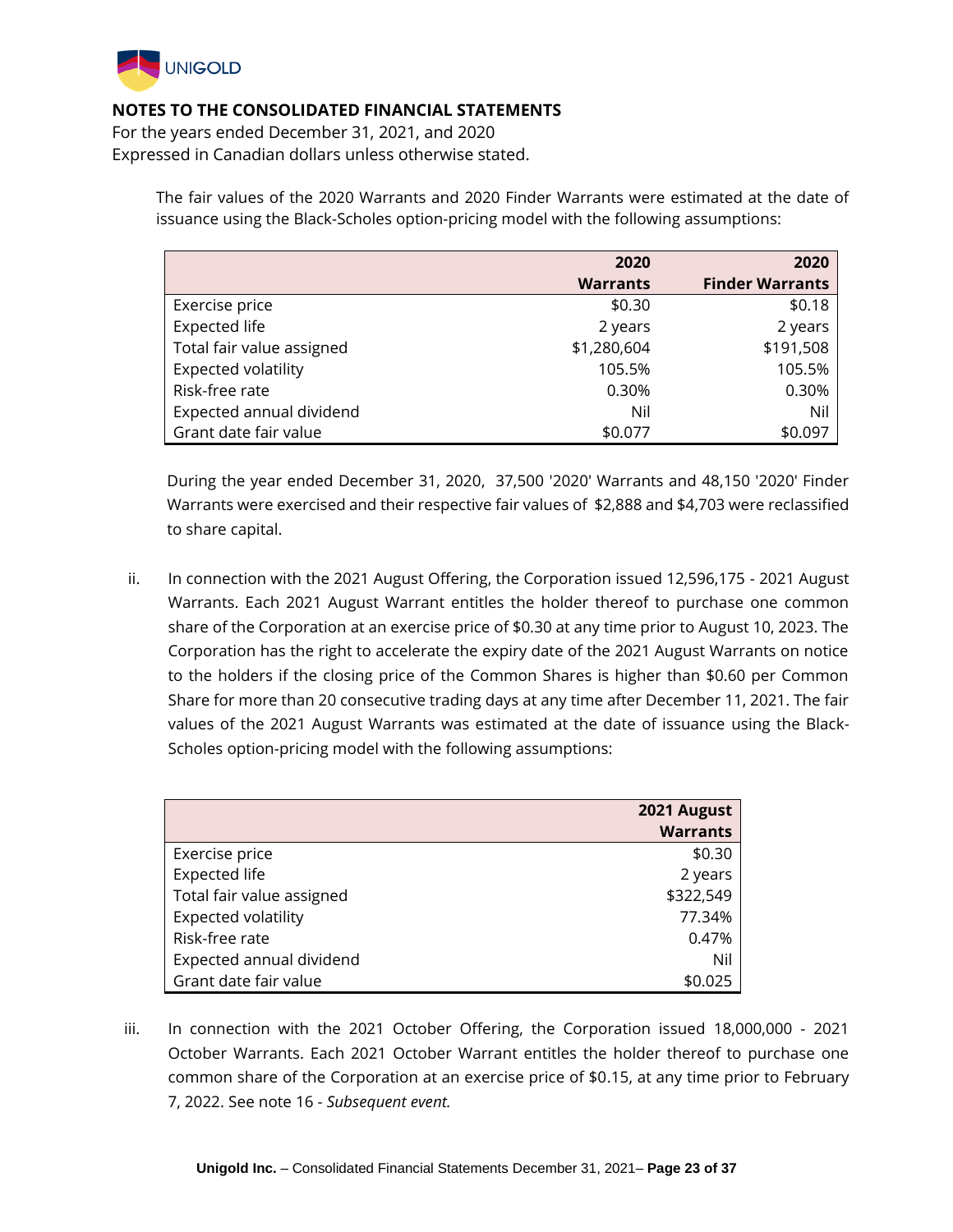## NOTES TO THE CONSOLIDATED FINANCIAL STATEMENTS

For the years ended December 31, 2021, and 2020
Expressed in Canadian dollars unless otherwise stated.

The fair values of the 2020 Warrants and 2020 Finder Warrants were estimated at the date of issuance using the Black-Scholes option-pricing model with the following assumptions:

| | 2020 Warrants | 2020 Finder Warrants |
|---|---:|---:|
| Exercise price | $0.30 | $0.18 |
| Expected life | 2 years | 2 years |
| Total fair value assigned | $1,280,604 | $191,508 |
| Expected volatility | 105.5% | 105.5% |
| Risk-free rate | 0.30% | 0.30% |
| Expected annual dividend | Nil | Nil |
| Grant date fair value | $0.077 | $0.097 |

During the year ended December 31, 2020, 37,500 '2020' Warrants and 48,150 '2020' Finder Warrants were exercised and their respective fair values of $2,888 and $4,703 were reclassified to share capital.

ii. In connection with the 2021 August Offering, the Corporation issued 12,596,175 - 2021 August Warrants. Each 2021 August Warrant entitles the holder thereof to purchase one common share of the Corporation at an exercise price of $0.30 at any time prior to August 10, 2023. The Corporation has the right to accelerate the expiry date of the 2021 August Warrants on notice to the holders if the closing price of the Common Shares is higher than $0.60 per Common Share for more than 20 consecutive trading days at any time after December 11, 2021. The fair values of the 2021 August Warrants was estimated at the date of issuance using the Black-Scholes option-pricing model with the following assumptions:

| | 2021 August Warrants |
|---|---:|
| Exercise price | $0.30 |
| Expected life | 2 years |
| Total fair value assigned | $322,549 |
| Expected volatility | 77.34% |
| Risk-free rate | 0.47% |
| Expected annual dividend | Nil |
| Grant date fair value | $0.025 |

iii. In connection with the 2021 October Offering, the Corporation issued 18,000,000 - 2021 October Warrants. Each 2021 October Warrant entitles the holder thereof to purchase one common share of the Corporation at an exercise price of $0.15, at any time prior to February 7, 2022. See note 16 - *Subsequent event.*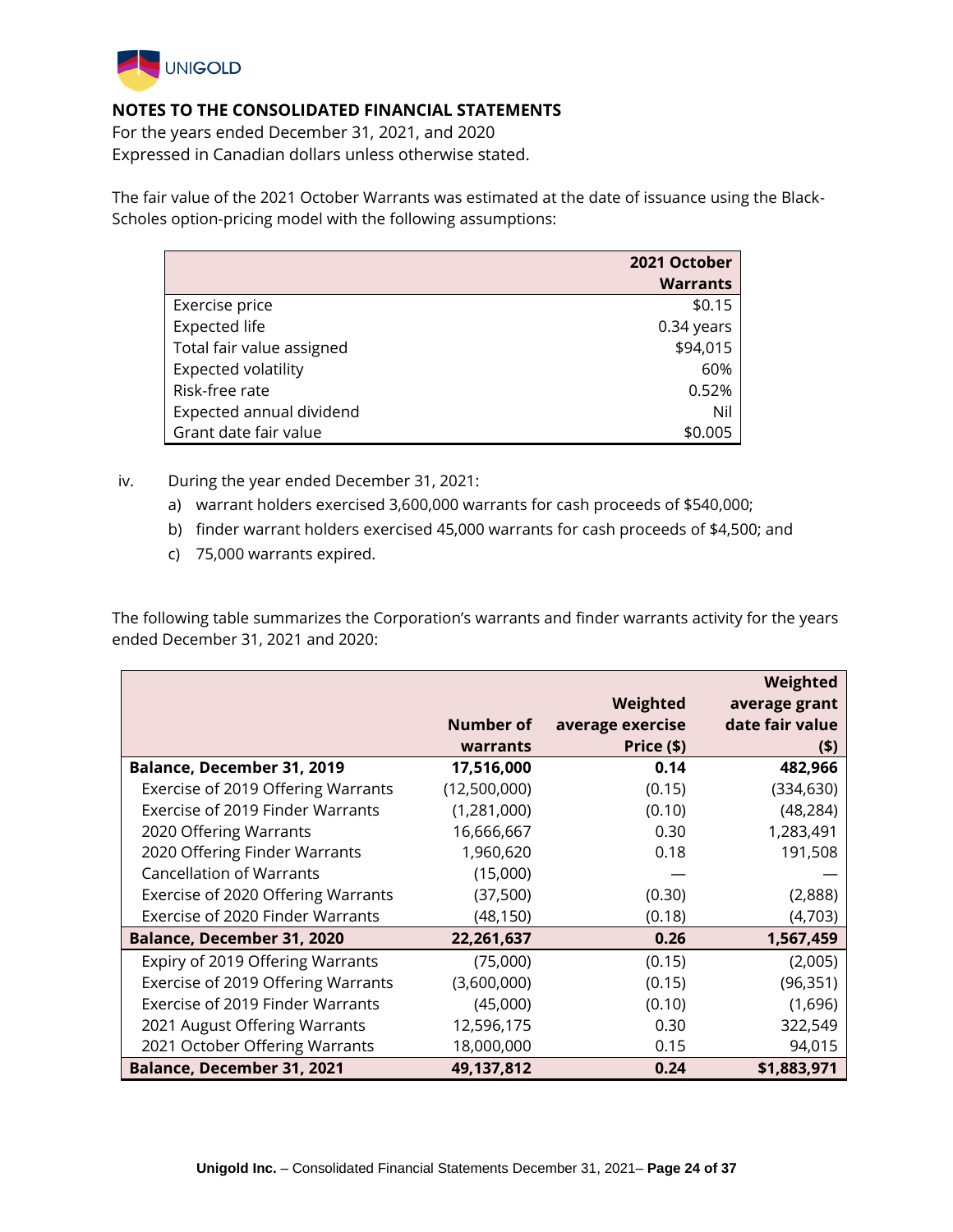## NOTES TO THE CONSOLIDATED FINANCIAL STATEMENTS

For the years ended December 31, 2021, and 2020
Expressed in Canadian dollars unless otherwise stated.

The fair value of the 2021 October Warrants was estimated at the date of issuance using the Black-Scholes option-pricing model with the following assumptions:

| | 2021 October Warrants |
|---|---|
| Exercise price | $0.15 |
| Expected life | 0.34 years |
| Total fair value assigned | $94,015 |
| Expected volatility | 60% |
| Risk-free rate | 0.52% |
| Expected annual dividend | Nil |
| Grant date fair value | $0.005 |

iv. During the year ended December 31, 2021:

a) warrant holders exercised 3,600,000 warrants for cash proceeds of $540,000;
b) finder warrant holders exercised 45,000 warrants for cash proceeds of $4,500; and
c) 75,000 warrants expired.

The following table summarizes the Corporation's warrants and finder warrants activity for the years ended December 31, 2021 and 2020:

| | Number of warrants | Weighted average exercise Price ($) | Weighted average grant date fair value ($) |
|---|---|---|---|
| **Balance, December 31, 2019** | **17,516,000** | **0.14** | **482,966** |
| Exercise of 2019 Offering Warrants | (12,500,000) | (0.15) | (334,630) |
| Exercise of 2019 Finder Warrants | (1,281,000) | (0.10) | (48,284) |
| 2020 Offering Warrants | 16,666,667 | 0.30 | 1,283,491 |
| 2020 Offering Finder Warrants | 1,960,620 | 0.18 | 191,508 |
| Cancellation of Warrants | (15,000) | — | — |
| Exercise of 2020 Offering Warrants | (37,500) | (0.30) | (2,888) |
| Exercise of 2020 Finder Warrants | (48,150) | (0.18) | (4,703) |
| **Balance, December 31, 2020** | **22,261,637** | **0.26** | **1,567,459** |
| Expiry of 2019 Offering Warrants | (75,000) | (0.15) | (2,005) |
| Exercise of 2019 Offering Warrants | (3,600,000) | (0.15) | (96,351) |
| Exercise of 2019 Finder Warrants | (45,000) | (0.10) | (1,696) |
| 2021 August Offering Warrants | 12,596,175 | 0.30 | 322,549 |
| 2021 October Offering Warrants | 18,000,000 | 0.15 | 94,015 |
| **Balance, December 31, 2021** | **49,137,812** | **0.24** | **$1,883,971** |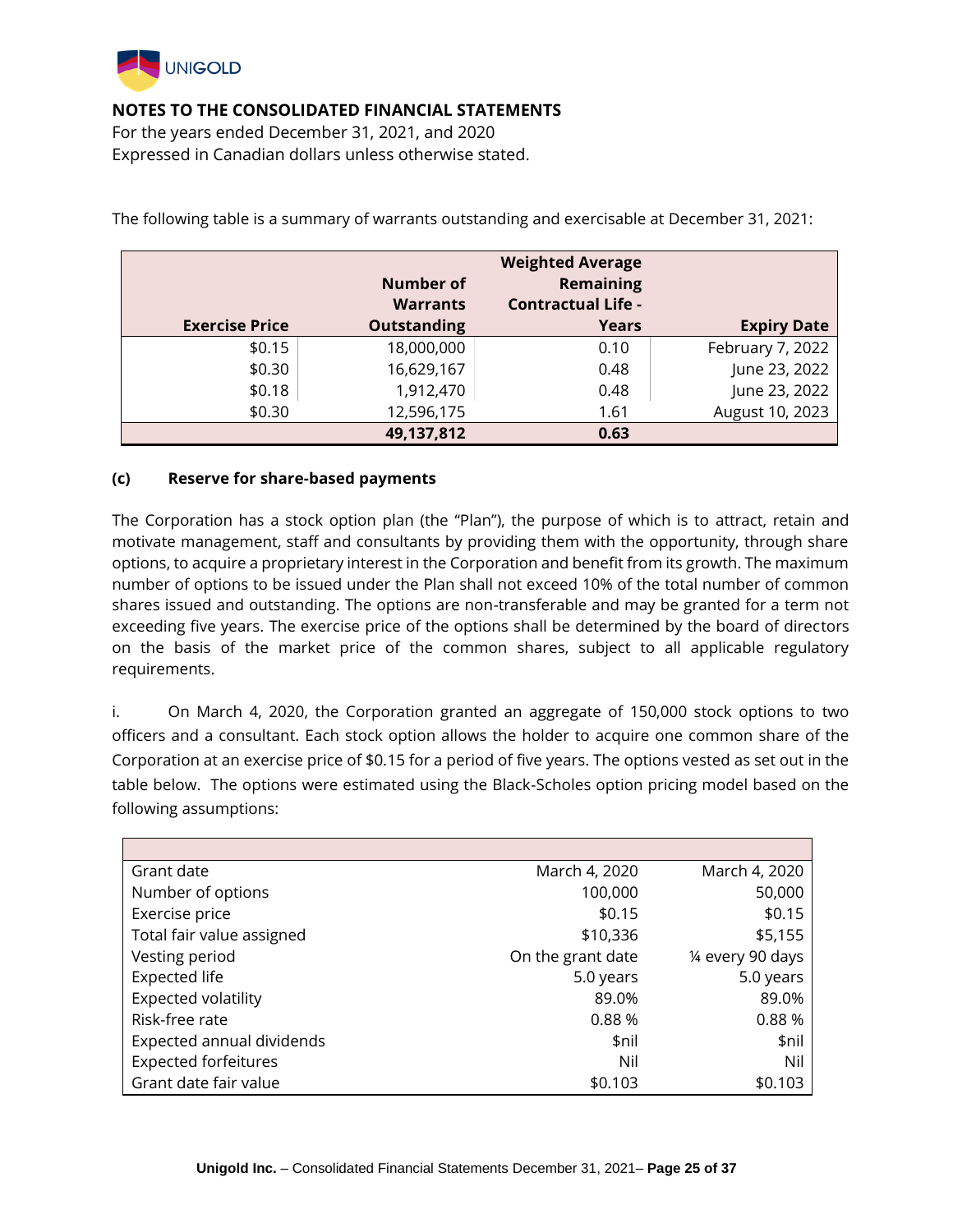**NOTES TO THE CONSOLIDATED FINANCIAL STATEMENTS**

For the years ended December 31, 2021, and 2020

Expressed in Canadian dollars unless otherwise stated.

The following table is a summary of warrants outstanding and exercisable at December 31, 2021:

| Exercise Price | Number of Warrants Outstanding | Weighted Average Remaining Contractual Life - Years | Expiry Date |
|---:|---:|---:|---:|
| $0.15 | 18,000,000 | 0.10 | February 7, 2022 |
| $0.30 | 16,629,167 | 0.48 | June 23, 2022 |
| $0.18 | 1,912,470 | 0.48 | June 23, 2022 |
| $0.30 | 12,596,175 | 1.61 | August 10, 2023 |
| | **49,137,812** | **0.63** | |

**(c) Reserve for share-based payments**

The Corporation has a stock option plan (the "Plan"), the purpose of which is to attract, retain and motivate management, staff and consultants by providing them with the opportunity, through share options, to acquire a proprietary interest in the Corporation and benefit from its growth. The maximum number of options to be issued under the Plan shall not exceed 10% of the total number of common shares issued and outstanding. The options are non-transferable and may be granted for a term not exceeding five years. The exercise price of the options shall be determined by the board of directors on the basis of the market price of the common shares, subject to all applicable regulatory requirements.

i. On March 4, 2020, the Corporation granted an aggregate of 150,000 stock options to two officers and a consultant. Each stock option allows the holder to acquire one common share of the Corporation at an exercise price of $0.15 for a period of five years. The options vested as set out in the table below. The options were estimated using the Black-Scholes option pricing model based on the following assumptions:

| | | |
|---|---:|---:|
| Grant date | March 4, 2020 | March 4, 2020 |
| Number of options | 100,000 | 50,000 |
| Exercise price | $0.15 | $0.15 |
| Total fair value assigned | $10,336 | $5,155 |
| Vesting period | On the grant date | ¼ every 90 days |
| Expected life | 5.0 years | 5.0 years |
| Expected volatility | 89.0% | 89.0% |
| Risk-free rate | 0.88 % | 0.88 % |
| Expected annual dividends | $nil | $nil |
| Expected forfeitures | Nil | Nil |
| Grant date fair value | $0.103 | $0.103 |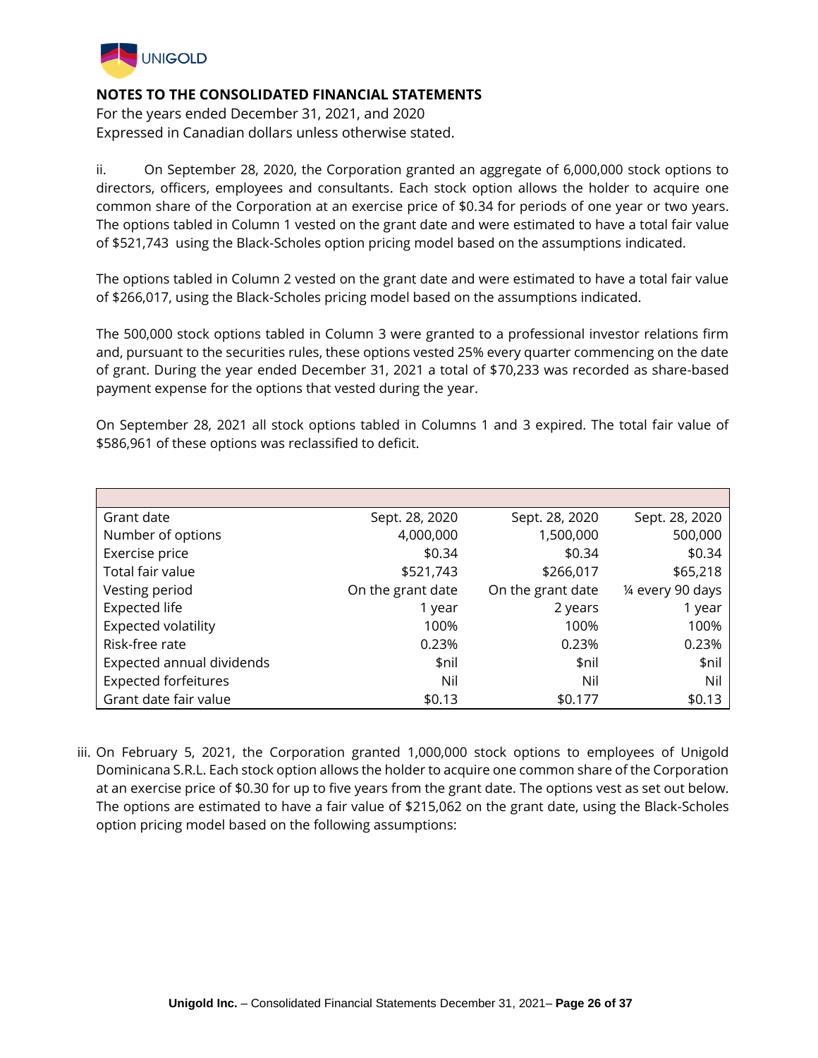## NOTES TO THE CONSOLIDATED FINANCIAL STATEMENTS

For the years ended December 31, 2021, and 2020
Expressed in Canadian dollars unless otherwise stated.

ii. On September 28, 2020, the Corporation granted an aggregate of 6,000,000 stock options to directors, officers, employees and consultants. Each stock option allows the holder to acquire one common share of the Corporation at an exercise price of $0.34 for periods of one year or two years. The options tabled in Column 1 vested on the grant date and were estimated to have a total fair value of $521,743 using the Black-Scholes option pricing model based on the assumptions indicated.

The options tabled in Column 2 vested on the grant date and were estimated to have a total fair value of $266,017, using the Black-Scholes pricing model based on the assumptions indicated.

The 500,000 stock options tabled in Column 3 were granted to a professional investor relations firm and, pursuant to the securities rules, these options vested 25% every quarter commencing on the date of grant. During the year ended December 31, 2021 a total of $70,233 was recorded as share-based payment expense for the options that vested during the year.

On September 28, 2021 all stock options tabled in Columns 1 and 3 expired. The total fair value of $586,961 of these options was reclassified to deficit.

| | | | |
|---|---|---|---|
| Grant date | Sept. 28, 2020 | Sept. 28, 2020 | Sept. 28, 2020 |
| Number of options | 4,000,000 | 1,500,000 | 500,000 |
| Exercise price | $0.34 | $0.34 | $0.34 |
| Total fair value | $521,743 | $266,017 | $65,218 |
| Vesting period | On the grant date | On the grant date | ¼ every 90 days |
| Expected life | 1 year | 2 years | 1 year |
| Expected volatility | 100% | 100% | 100% |
| Risk-free rate | 0.23% | 0.23% | 0.23% |
| Expected annual dividends | $nil | $nil | $nil |
| Expected forfeitures | Nil | Nil | Nil |
| Grant date fair value | $0.13 | $0.177 | $0.13 |

iii. On February 5, 2021, the Corporation granted 1,000,000 stock options to employees of Unigold Dominicana S.R.L. Each stock option allows the holder to acquire one common share of the Corporation at an exercise price of $0.30 for up to five years from the grant date. The options vest as set out below. The options are estimated to have a fair value of $215,062 on the grant date, using the Black-Scholes option pricing model based on the following assumptions: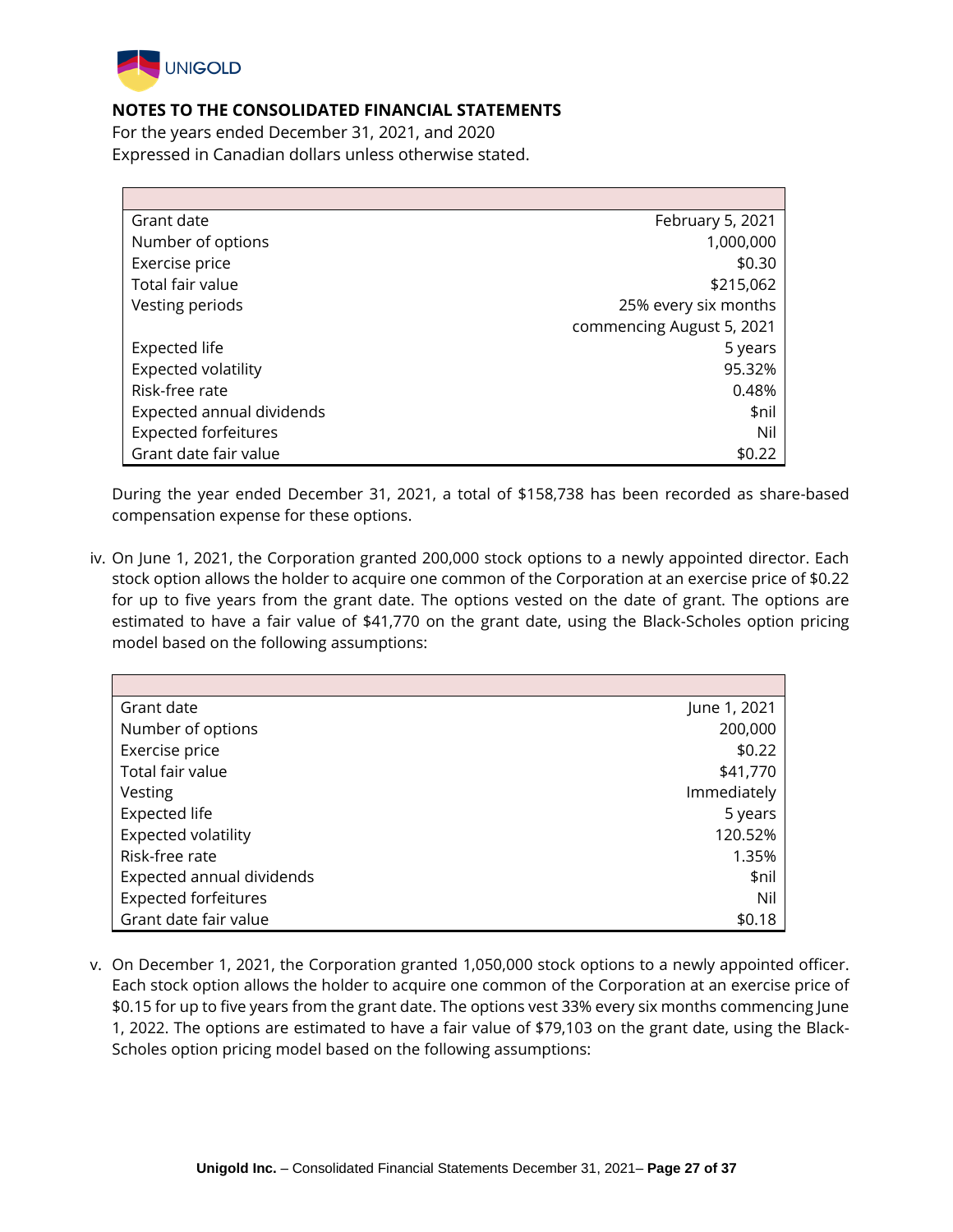**NOTES TO THE CONSOLIDATED FINANCIAL STATEMENTS**
For the years ended December 31, 2021, and 2020
Expressed in Canadian dollars unless otherwise stated.

| | |
|---|---|
| Grant date | February 5, 2021 |
| Number of options | 1,000,000 |
| Exercise price | $0.30 |
| Total fair value | $215,062 |
| Vesting periods | 25% every six months commencing August 5, 2021 |
| Expected life | 5 years |
| Expected volatility | 95.32% |
| Risk-free rate | 0.48% |
| Expected annual dividends | $nil |
| Expected forfeitures | Nil |
| Grant date fair value | $0.22 |

During the year ended December 31, 2021, a total of $158,738 has been recorded as share-based compensation expense for these options.

iv. On June 1, 2021, the Corporation granted 200,000 stock options to a newly appointed director. Each stock option allows the holder to acquire one common of the Corporation at an exercise price of $0.22 for up to five years from the grant date. The options vested on the date of grant. The options are estimated to have a fair value of $41,770 on the grant date, using the Black-Scholes option pricing model based on the following assumptions:

| | |
|---|---|
| Grant date | June 1, 2021 |
| Number of options | 200,000 |
| Exercise price | $0.22 |
| Total fair value | $41,770 |
| Vesting | Immediately |
| Expected life | 5 years |
| Expected volatility | 120.52% |
| Risk-free rate | 1.35% |
| Expected annual dividends | $nil |
| Expected forfeitures | Nil |
| Grant date fair value | $0.18 |

v. On December 1, 2021, the Corporation granted 1,050,000 stock options to a newly appointed officer. Each stock option allows the holder to acquire one common of the Corporation at an exercise price of $0.15 for up to five years from the grant date. The options vest 33% every six months commencing June 1, 2022. The options are estimated to have a fair value of $79,103 on the grant date, using the Black-Scholes option pricing model based on the following assumptions: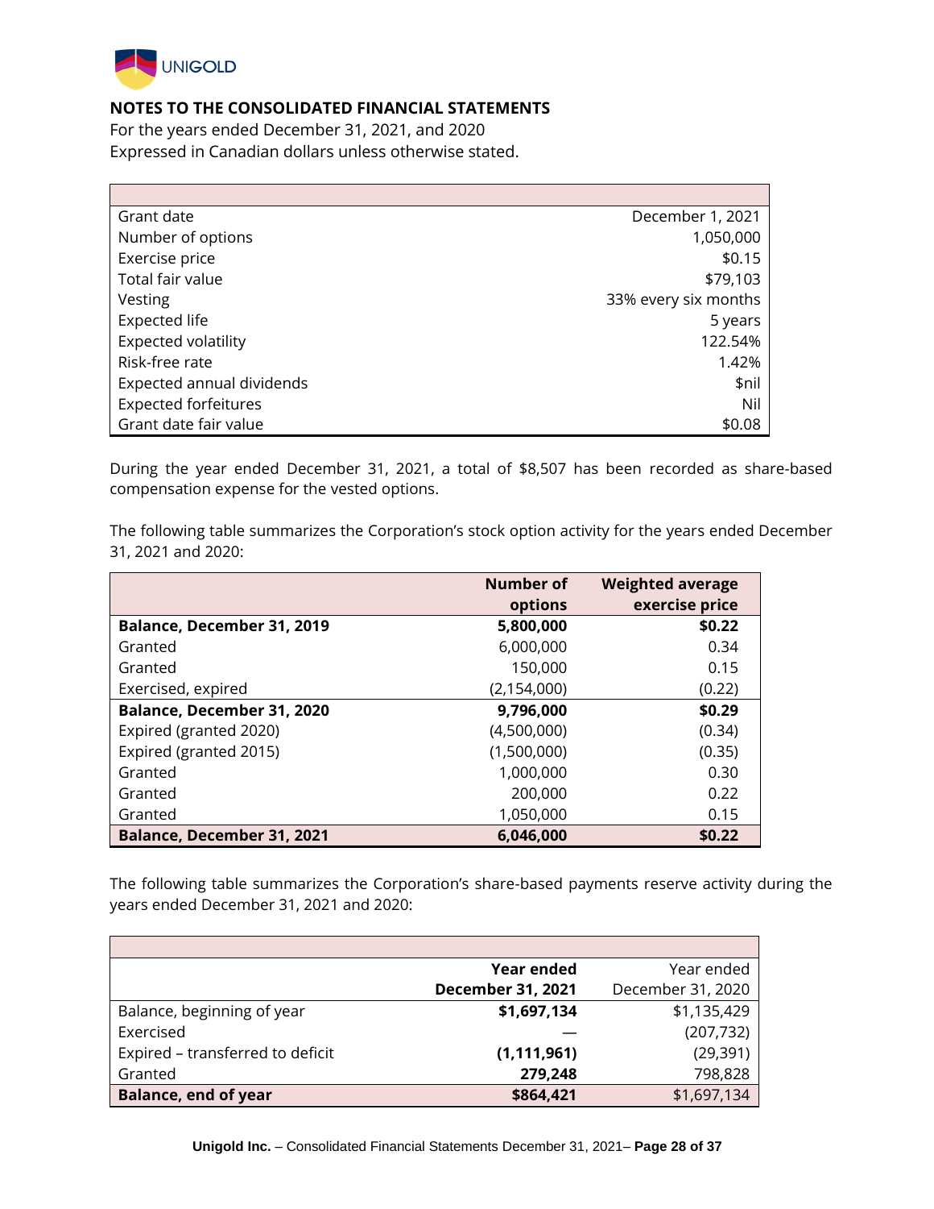**NOTES TO THE CONSOLIDATED FINANCIAL STATEMENTS**
For the years ended December 31, 2021, and 2020
Expressed in Canadian dollars unless otherwise stated.

| | |
|---|---|
| Grant date | December 1, 2021 |
| Number of options | 1,050,000 |
| Exercise price | $0.15 |
| Total fair value | $79,103 |
| Vesting | 33% every six months |
| Expected life | 5 years |
| Expected volatility | 122.54% |
| Risk-free rate | 1.42% |
| Expected annual dividends | $nil |
| Expected forfeitures | Nil |
| Grant date fair value | $0.08 |

During the year ended December 31, 2021, a total of $8,507 has been recorded as share-based compensation expense for the vested options.

The following table summarizes the Corporation's stock option activity for the years ended December 31, 2021 and 2020:

| | Number of options | Weighted average exercise price |
|---|---|---|
| **Balance, December 31, 2019** | **5,800,000** | **$0.22** |
| Granted | 6,000,000 | 0.34 |
| Granted | 150,000 | 0.15 |
| Exercised, expired | (2,154,000) | (0.22) |
| **Balance, December 31, 2020** | **9,796,000** | **$0.29** |
| Expired (granted 2020) | (4,500,000) | (0.34) |
| Expired (granted 2015) | (1,500,000) | (0.35) |
| Granted | 1,000,000 | 0.30 |
| Granted | 200,000 | 0.22 |
| Granted | 1,050,000 | 0.15 |
| **Balance, December 31, 2021** | **6,046,000** | **$0.22** |

The following table summarizes the Corporation's share-based payments reserve activity during the years ended December 31, 2021 and 2020:

| | Year ended December 31, 2021 | Year ended December 31, 2020 |
|---|---|---|
| Balance, beginning of year | **$1,697,134** | $1,135,429 |
| Exercised | — | (207,732) |
| Expired – transferred to deficit | **(1,111,961)** | (29,391) |
| Granted | **279,248** | 798,828 |
| **Balance, end of year** | **$864,421** | $1,697,134 |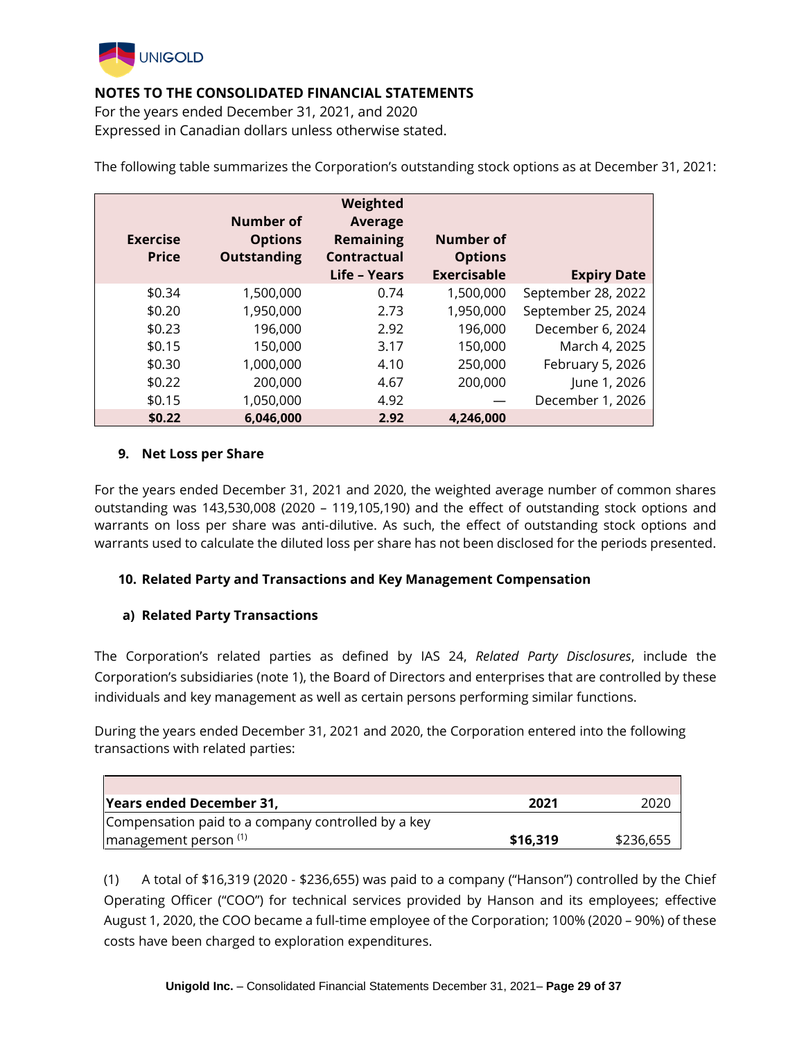**NOTES TO THE CONSOLIDATED FINANCIAL STATEMENTS**
For the years ended December 31, 2021, and 2020
Expressed in Canadian dollars unless otherwise stated.

The following table summarizes the Corporation's outstanding stock options as at December 31, 2021:

| Exercise Price | Number of Options Outstanding | Weighted Average Remaining Contractual Life – Years | Number of Options Exercisable | Expiry Date |
|---|---|---|---|---|
| $0.34 | 1,500,000 | 0.74 | 1,500,000 | September 28, 2022 |
| $0.20 | 1,950,000 | 2.73 | 1,950,000 | September 25, 2024 |
| $0.23 | 196,000 | 2.92 | 196,000 | December 6, 2024 |
| $0.15 | 150,000 | 3.17 | 150,000 | March 4, 2025 |
| $0.30 | 1,000,000 | 4.10 | 250,000 | February 5, 2026 |
| $0.22 | 200,000 | 4.67 | 200,000 | June 1, 2026 |
| $0.15 | 1,050,000 | 4.92 | — | December 1, 2026 |
| **$0.22** | **6,046,000** | **2.92** | **4,246,000** | |

## 9. Net Loss per Share

For the years ended December 31, 2021 and 2020, the weighted average number of common shares outstanding was 143,530,008 (2020 – 119,105,190) and the effect of outstanding stock options and warrants on loss per share was anti-dilutive. As such, the effect of outstanding stock options and warrants used to calculate the diluted loss per share has not been disclosed for the periods presented.

## 10. Related Party and Transactions and Key Management Compensation

### a) Related Party Transactions

The Corporation's related parties as defined by IAS 24, *Related Party Disclosures*, include the Corporation's subsidiaries (note 1), the Board of Directors and enterprises that are controlled by these individuals and key management as well as certain persons performing similar functions.

During the years ended December 31, 2021 and 2020, the Corporation entered into the following transactions with related parties:

| Years ended December 31, | 2021 | 2020 |
|---|---|---|
| Compensation paid to a company controlled by a key management person [(1)] | **$16,319** | $236,655 |

(1) A total of $16,319 (2020 - $236,655) was paid to a company ("Hanson") controlled by the Chief Operating Officer ("COO") for technical services provided by Hanson and its employees; effective August 1, 2020, the COO became a full-time employee of the Corporation; 100% (2020 – 90%) of these costs have been charged to exploration expenditures.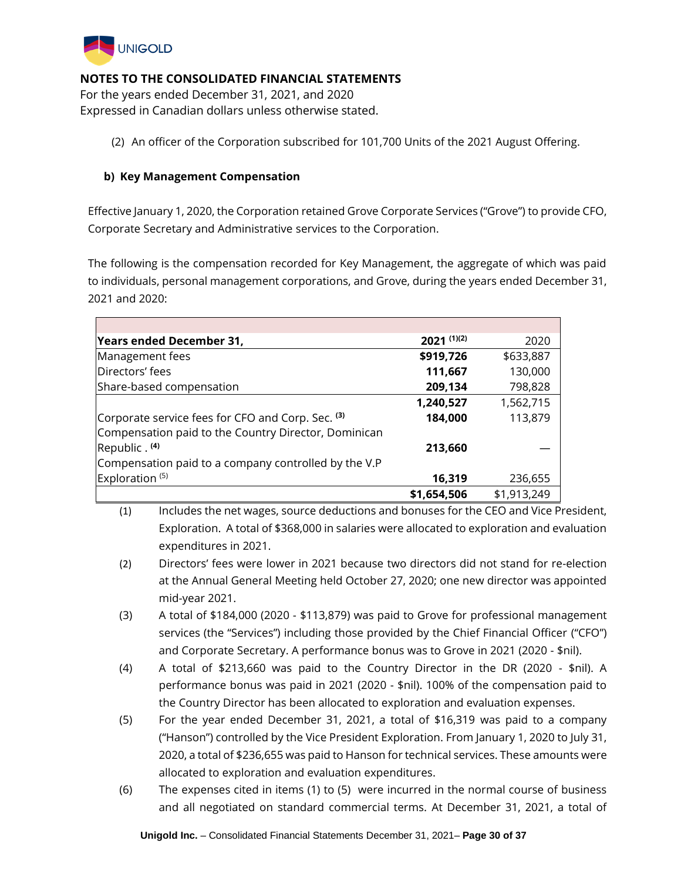## NOTES TO THE CONSOLIDATED FINANCIAL STATEMENTS

For the years ended December 31, 2021, and 2020
Expressed in Canadian dollars unless otherwise stated.

(2) An officer of the Corporation subscribed for 101,700 Units of the 2021 August Offering.

### b) Key Management Compensation

Effective January 1, 2020, the Corporation retained Grove Corporate Services ("Grove") to provide CFO, Corporate Secretary and Administrative services to the Corporation.

The following is the compensation recorded for Key Management, the aggregate of which was paid to individuals, personal management corporations, and Grove, during the years ended December 31, 2021 and 2020:

| **Years ended December 31,** | **2021 (1)(2)** | 2020 |
|---|---|---|
| Management fees | **$919,726** | $633,887 |
| Directors' fees | **111,667** | 130,000 |
| Share-based compensation | **209,134** | 798,828 |
| | **1,240,527** | 1,562,715 |
| Corporate service fees for CFO and Corp. Sec. (3) | **184,000** | 113,879 |
| Compensation paid to the Country Director, Dominican Republic . (4) | **213,660** | — |
| Compensation paid to a company controlled by the V.P Exploration (5) | **16,319** | 236,655 |
| | **$1,654,506** | $1,913,249 |

(1) Includes the net wages, source deductions and bonuses for the CEO and Vice President, Exploration. A total of $368,000 in salaries were allocated to exploration and evaluation expenditures in 2021.

(2) Directors' fees were lower in 2021 because two directors did not stand for re-election at the Annual General Meeting held October 27, 2020; one new director was appointed mid-year 2021.

(3) A total of $184,000 (2020 - $113,879) was paid to Grove for professional management services (the "Services") including those provided by the Chief Financial Officer ("CFO") and Corporate Secretary. A performance bonus was to Grove in 2021 (2020 - $nil).

(4) A total of $213,660 was paid to the Country Director in the DR (2020 - $nil). A performance bonus was paid in 2021 (2020 - $nil). 100% of the compensation paid to the Country Director has been allocated to exploration and evaluation expenses.

(5) For the year ended December 31, 2021, a total of $16,319 was paid to a company ("Hanson") controlled by the Vice President Exploration. From January 1, 2020 to July 31, 2020, a total of $236,655 was paid to Hanson for technical services. These amounts were allocated to exploration and evaluation expenditures.

(6) The expenses cited in items (1) to (5) were incurred in the normal course of business and all negotiated on standard commercial terms. At December 31, 2021, a total of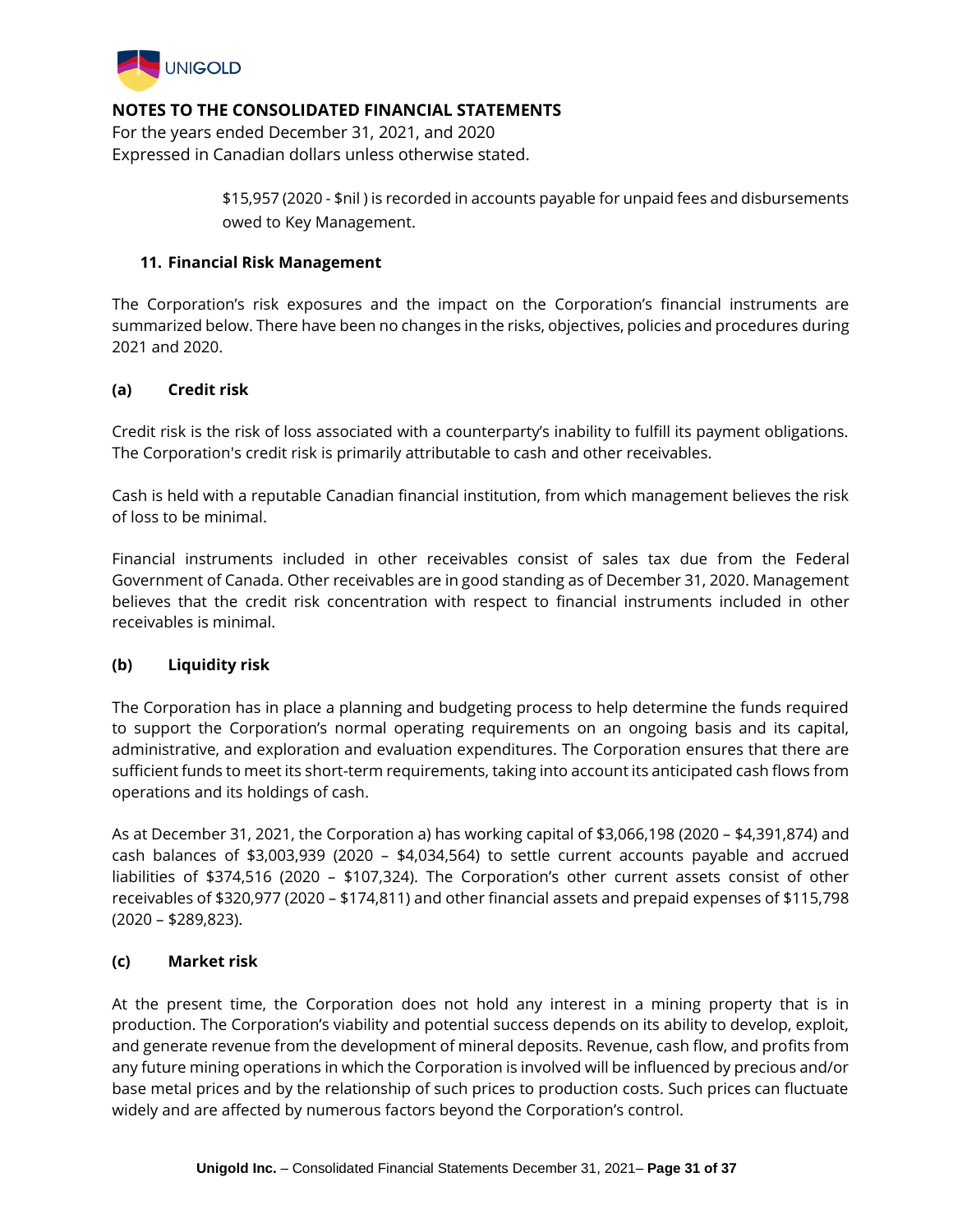$15,957 (2020 - $nil ) is recorded in accounts payable for unpaid fees and disbursements owed to Key Management.

## 11. Financial Risk Management

The Corporation's risk exposures and the impact on the Corporation's financial instruments are summarized below. There have been no changes in the risks, objectives, policies and procedures during 2021 and 2020.

### (a) Credit risk

Credit risk is the risk of loss associated with a counterparty's inability to fulfill its payment obligations. The Corporation's credit risk is primarily attributable to cash and other receivables.

Cash is held with a reputable Canadian financial institution, from which management believes the risk of loss to be minimal.

Financial instruments included in other receivables consist of sales tax due from the Federal Government of Canada. Other receivables are in good standing as of December 31, 2020. Management believes that the credit risk concentration with respect to financial instruments included in other receivables is minimal.

### (b) Liquidity risk

The Corporation has in place a planning and budgeting process to help determine the funds required to support the Corporation's normal operating requirements on an ongoing basis and its capital, administrative, and exploration and evaluation expenditures. The Corporation ensures that there are sufficient funds to meet its short-term requirements, taking into account its anticipated cash flows from operations and its holdings of cash.

As at December 31, 2021, the Corporation a) has working capital of $3,066,198 (2020 – $4,391,874) and cash balances of $3,003,939 (2020 – $4,034,564) to settle current accounts payable and accrued liabilities of $374,516 (2020 – $107,324). The Corporation's other current assets consist of other receivables of $320,977 (2020 – $174,811) and other financial assets and prepaid expenses of $115,798 (2020 – $289,823).

### (c) Market risk

At the present time, the Corporation does not hold any interest in a mining property that is in production. The Corporation's viability and potential success depends on its ability to develop, exploit, and generate revenue from the development of mineral deposits. Revenue, cash flow, and profits from any future mining operations in which the Corporation is involved will be influenced by precious and/or base metal prices and by the relationship of such prices to production costs. Such prices can fluctuate widely and are affected by numerous factors beyond the Corporation's control.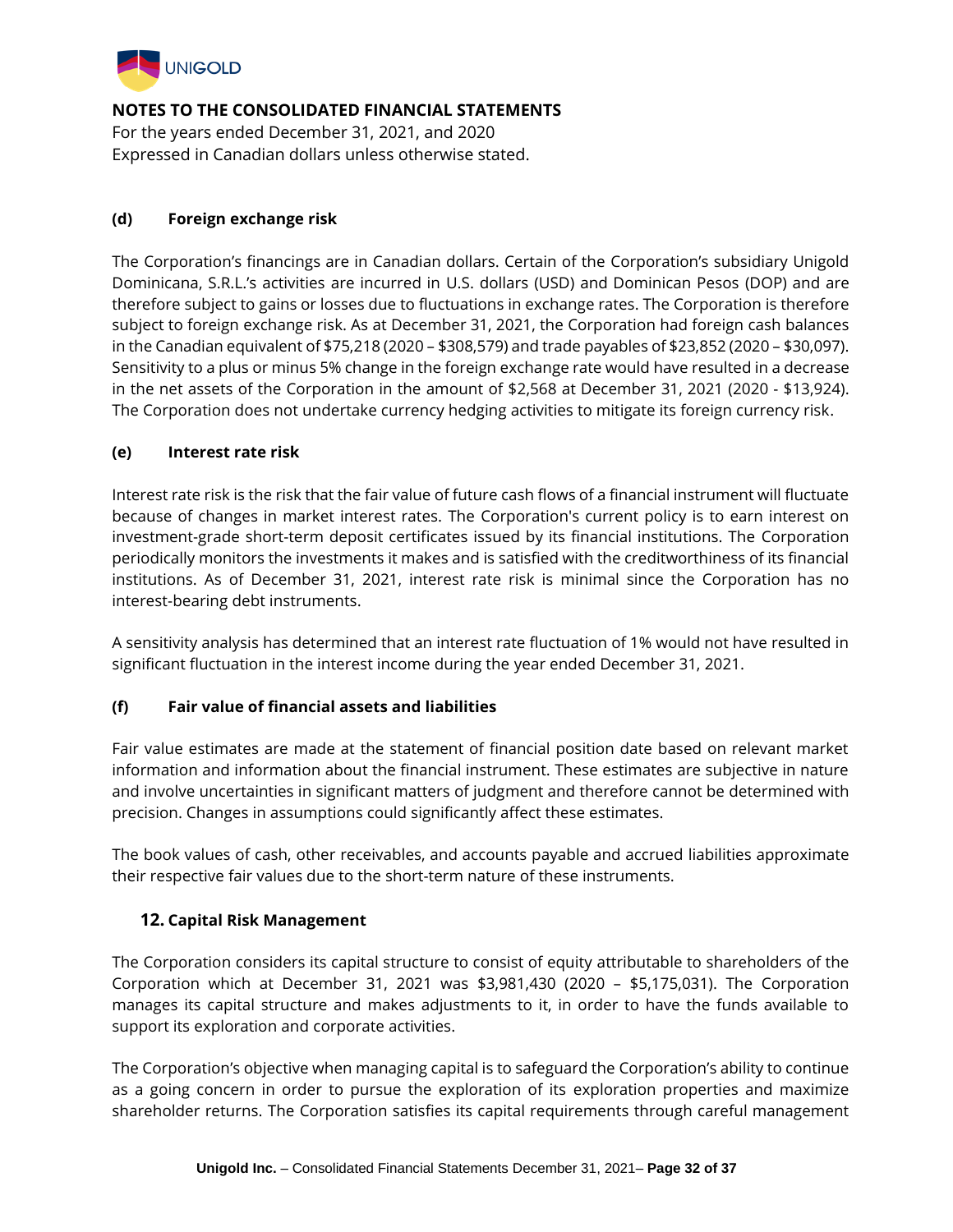**NOTES TO THE CONSOLIDATED FINANCIAL STATEMENTS**
For the years ended December 31, 2021, and 2020
Expressed in Canadian dollars unless otherwise stated.

### (d) Foreign exchange risk

The Corporation's financings are in Canadian dollars. Certain of the Corporation's subsidiary Unigold Dominicana, S.R.L.'s activities are incurred in U.S. dollars (USD) and Dominican Pesos (DOP) and are therefore subject to gains or losses due to fluctuations in exchange rates. The Corporation is therefore subject to foreign exchange risk. As at December 31, 2021, the Corporation had foreign cash balances in the Canadian equivalent of $75,218 (2020 – $308,579) and trade payables of $23,852 (2020 – $30,097). Sensitivity to a plus or minus 5% change in the foreign exchange rate would have resulted in a decrease in the net assets of the Corporation in the amount of $2,568 at December 31, 2021 (2020 - $13,924). The Corporation does not undertake currency hedging activities to mitigate its foreign currency risk.

### (e) Interest rate risk

Interest rate risk is the risk that the fair value of future cash flows of a financial instrument will fluctuate because of changes in market interest rates. The Corporation's current policy is to earn interest on investment-grade short-term deposit certificates issued by its financial institutions. The Corporation periodically monitors the investments it makes and is satisfied with the creditworthiness of its financial institutions. As of December 31, 2021, interest rate risk is minimal since the Corporation has no interest-bearing debt instruments.

A sensitivity analysis has determined that an interest rate fluctuation of 1% would not have resulted in significant fluctuation in the interest income during the year ended December 31, 2021.

### (f) Fair value of financial assets and liabilities

Fair value estimates are made at the statement of financial position date based on relevant market information and information about the financial instrument. These estimates are subjective in nature and involve uncertainties in significant matters of judgment and therefore cannot be determined with precision. Changes in assumptions could significantly affect these estimates.

The book values of cash, other receivables, and accounts payable and accrued liabilities approximate their respective fair values due to the short-term nature of these instruments.

## 12. Capital Risk Management

The Corporation considers its capital structure to consist of equity attributable to shareholders of the Corporation which at December 31, 2021 was $3,981,430 (2020 – $5,175,031). The Corporation manages its capital structure and makes adjustments to it, in order to have the funds available to support its exploration and corporate activities.

The Corporation's objective when managing capital is to safeguard the Corporation's ability to continue as a going concern in order to pursue the exploration of its exploration properties and maximize shareholder returns. The Corporation satisfies its capital requirements through careful management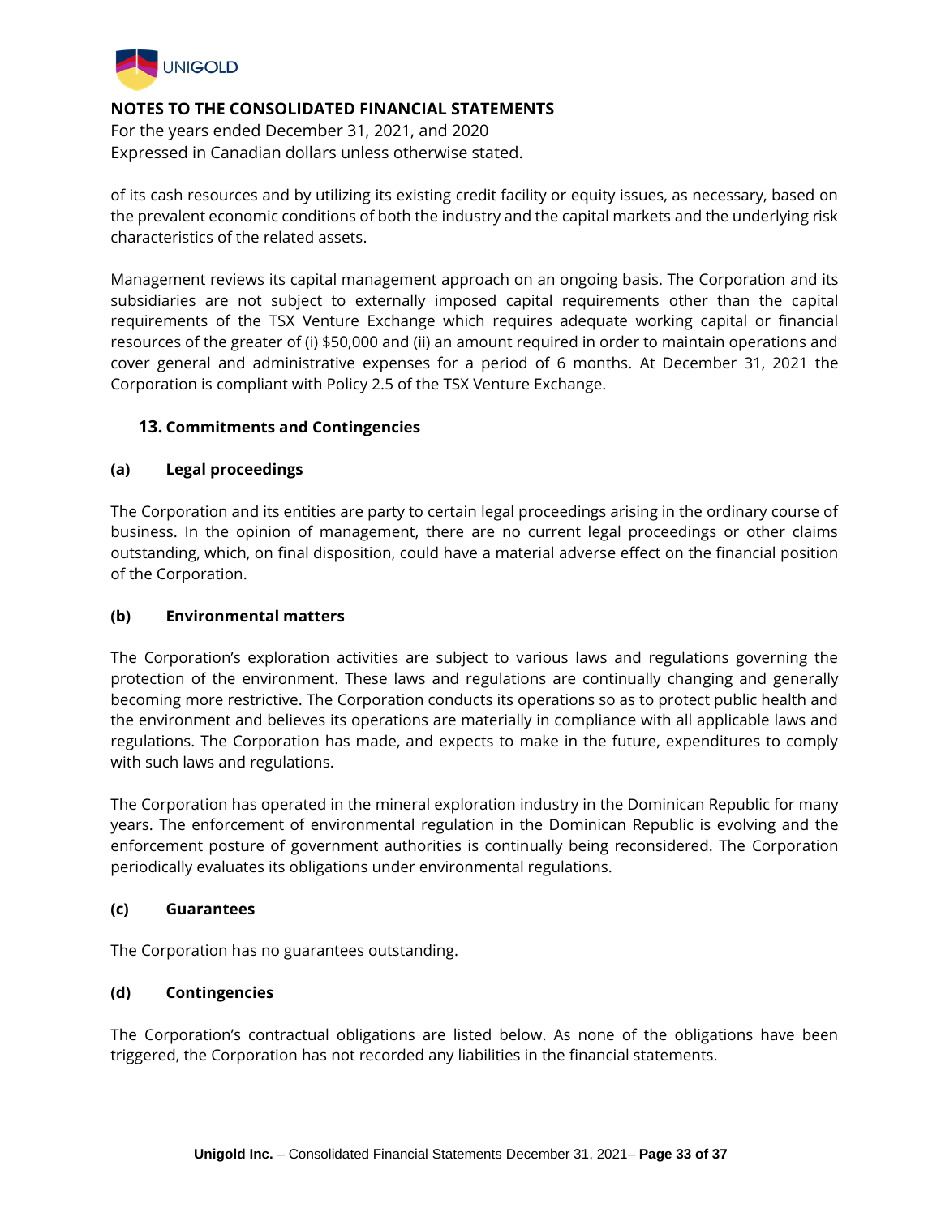of its cash resources and by utilizing its existing credit facility or equity issues, as necessary, based on the prevalent economic conditions of both the industry and the capital markets and the underlying risk characteristics of the related assets.

Management reviews its capital management approach on an ongoing basis. The Corporation and its subsidiaries are not subject to externally imposed capital requirements other than the capital requirements of the TSX Venture Exchange which requires adequate working capital or financial resources of the greater of (i) $50,000 and (ii) an amount required in order to maintain operations and cover general and administrative expenses for a period of 6 months. At December 31, 2021 the Corporation is compliant with Policy 2.5 of the TSX Venture Exchange.

## 13. Commitments and Contingencies

### (a) Legal proceedings

The Corporation and its entities are party to certain legal proceedings arising in the ordinary course of business. In the opinion of management, there are no current legal proceedings or other claims outstanding, which, on final disposition, could have a material adverse effect on the financial position of the Corporation.

### (b) Environmental matters

The Corporation's exploration activities are subject to various laws and regulations governing the protection of the environment. These laws and regulations are continually changing and generally becoming more restrictive. The Corporation conducts its operations so as to protect public health and the environment and believes its operations are materially in compliance with all applicable laws and regulations. The Corporation has made, and expects to make in the future, expenditures to comply with such laws and regulations.

The Corporation has operated in the mineral exploration industry in the Dominican Republic for many years. The enforcement of environmental regulation in the Dominican Republic is evolving and the enforcement posture of government authorities is continually being reconsidered. The Corporation periodically evaluates its obligations under environmental regulations.

### (c) Guarantees

The Corporation has no guarantees outstanding.

### (d) Contingencies

The Corporation's contractual obligations are listed below. As none of the obligations have been triggered, the Corporation has not recorded any liabilities in the financial statements.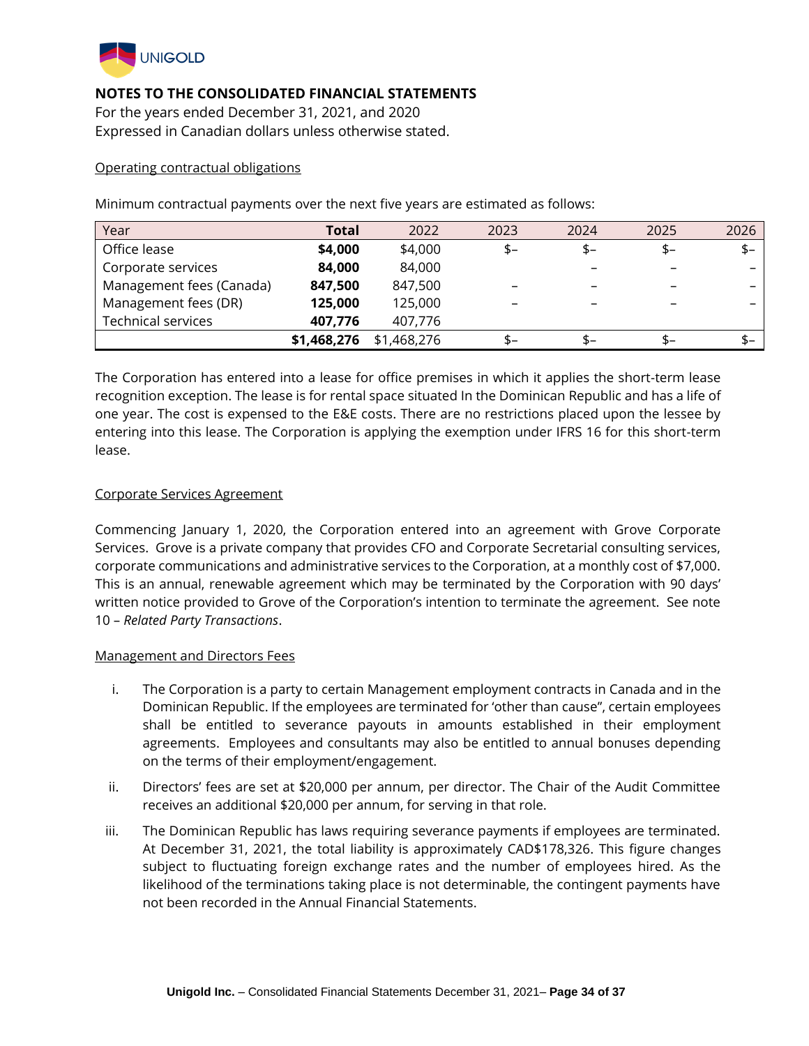## NOTES TO THE CONSOLIDATED FINANCIAL STATEMENTS

For the years ended December 31, 2021, and 2020
Expressed in Canadian dollars unless otherwise stated.

### Operating contractual obligations

Minimum contractual payments over the next five years are estimated as follows:

| Year | **Total** | 2022 | 2023 | 2024 | 2025 | 2026 |
|---|---|---|---|---|---|---|
| Office lease | **$4,000** | $4,000 | $– | $– | $– | $– |
| Corporate services | **84,000** | 84,000 | | – | – | – |
| Management fees (Canada) | **847,500** | 847,500 | – | – | – | – |
| Management fees (DR) | **125,000** | 125,000 | – | – | – | – |
| Technical services | **407,776** | 407,776 | | | | |
| | **$1,468,276** | $1,468,276 | $– | $– | $– | $– |

The Corporation has entered into a lease for office premises in which it applies the short-term lease recognition exception. The lease is for rental space situated In the Dominican Republic and has a life of one year. The cost is expensed to the E&E costs. There are no restrictions placed upon the lessee by entering into this lease. The Corporation is applying the exemption under IFRS 16 for this short-term lease.

### Corporate Services Agreement

Commencing January 1, 2020, the Corporation entered into an agreement with Grove Corporate Services. Grove is a private company that provides CFO and Corporate Secretarial consulting services, corporate communications and administrative services to the Corporation, at a monthly cost of $7,000. This is an annual, renewable agreement which may be terminated by the Corporation with 90 days' written notice provided to Grove of the Corporation's intention to terminate the agreement. See note 10 – *Related Party Transactions*.

### Management and Directors Fees

i. The Corporation is a party to certain Management employment contracts in Canada and in the Dominican Republic. If the employees are terminated for 'other than cause", certain employees shall be entitled to severance payouts in amounts established in their employment agreements. Employees and consultants may also be entitled to annual bonuses depending on the terms of their employment/engagement.

ii. Directors' fees are set at $20,000 per annum, per director. The Chair of the Audit Committee receives an additional $20,000 per annum, for serving in that role.

iii. The Dominican Republic has laws requiring severance payments if employees are terminated. At December 31, 2021, the total liability is approximately CAD$178,326. This figure changes subject to fluctuating foreign exchange rates and the number of employees hired. As the likelihood of the terminations taking place is not determinable, the contingent payments have not been recorded in the Annual Financial Statements.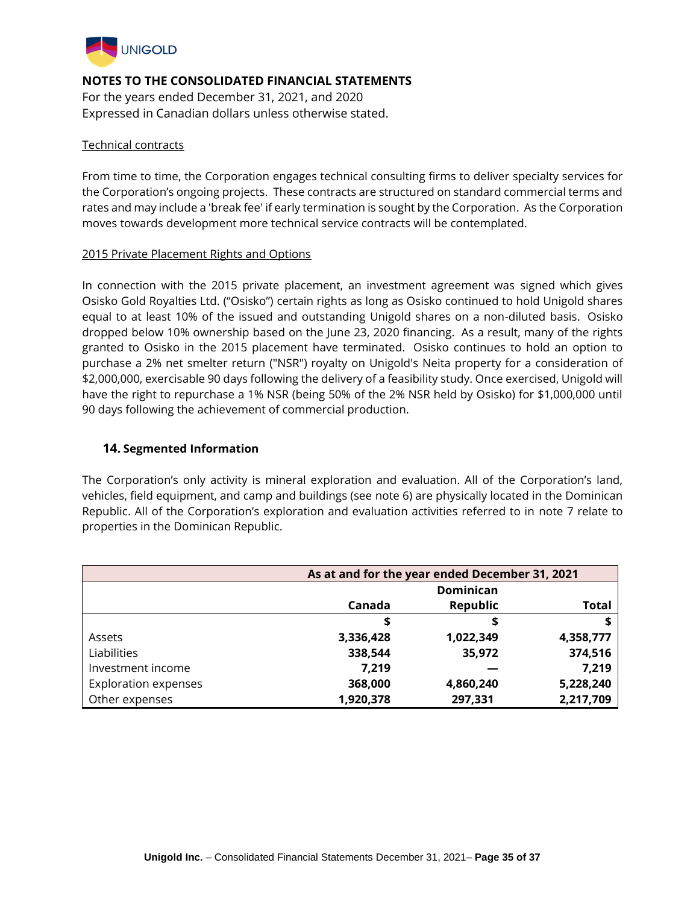## NOTES TO THE CONSOLIDATED FINANCIAL STATEMENTS

For the years ended December 31, 2021, and 2020
Expressed in Canadian dollars unless otherwise stated.

Technical contracts

From time to time, the Corporation engages technical consulting firms to deliver specialty services for the Corporation's ongoing projects. These contracts are structured on standard commercial terms and rates and may include a 'break fee' if early termination is sought by the Corporation. As the Corporation moves towards development more technical service contracts will be contemplated.

2015 Private Placement Rights and Options

In connection with the 2015 private placement, an investment agreement was signed which gives Osisko Gold Royalties Ltd. ("Osisko") certain rights as long as Osisko continued to hold Unigold shares equal to at least 10% of the issued and outstanding Unigold shares on a non-diluted basis. Osisko dropped below 10% ownership based on the June 23, 2020 financing. As a result, many of the rights granted to Osisko in the 2015 placement have terminated. Osisko continues to hold an option to purchase a 2% net smelter return ("NSR") royalty on Unigold's Neita property for a consideration of $2,000,000, exercisable 90 days following the delivery of a feasibility study. Once exercised, Unigold will have the right to repurchase a 1% NSR (being 50% of the 2% NSR held by Osisko) for $1,000,000 until 90 days following the achievement of commercial production.

### 14. Segmented Information

The Corporation's only activity is mineral exploration and evaluation. All of the Corporation's land, vehicles, field equipment, and camp and buildings (see note 6) are physically located in the Dominican Republic. All of the Corporation's exploration and evaluation activities referred to in note 7 relate to properties in the Dominican Republic.

| | As at and for the year ended December 31, 2021 | | |
|---|---|---|---|
| | Canada | Dominican Republic | Total |
| | $ | $ | $ |
| Assets | **3,336,428** | **1,022,349** | **4,358,777** |
| Liabilities | **338,544** | **35,972** | **374,516** |
| Investment income | **7,219** | **—** | **7,219** |
| Exploration expenses | **368,000** | **4,860,240** | **5,228,240** |
| Other expenses | **1,920,378** | **297,331** | **2,217,709** |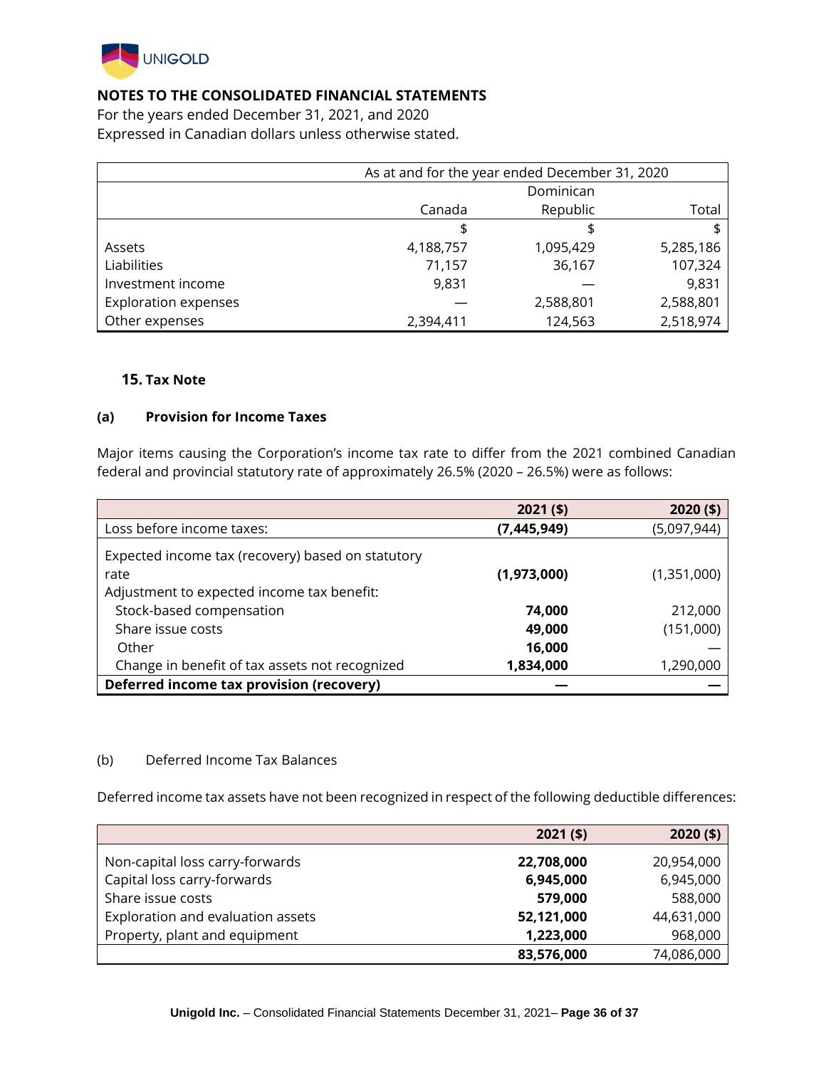## NOTES TO THE CONSOLIDATED FINANCIAL STATEMENTS

For the years ended December 31, 2021, and 2020
Expressed in Canadian dollars unless otherwise stated.

| | As at and for the year ended December 31, 2020 | | |
|---|---|---|---|
| | Canada | Dominican Republic | Total |
| | $ | $ | $ |
| Assets | 4,188,757 | 1,095,429 | 5,285,186 |
| Liabilities | 71,157 | 36,167 | 107,324 |
| Investment income | 9,831 | — | 9,831 |
| Exploration expenses | — | 2,588,801 | 2,588,801 |
| Other expenses | 2,394,411 | 124,563 | 2,518,974 |

### 15. Tax Note

#### (a) Provision for Income Taxes

Major items causing the Corporation's income tax rate to differ from the 2021 combined Canadian federal and provincial statutory rate of approximately 26.5% (2020 – 26.5%) were as follows:

| | 2021 ($) | 2020 ($) |
|---|---|---|
| Loss before income taxes: | **(7,445,949)** | (5,097,944) |
| Expected income tax (recovery) based on statutory rate | **(1,973,000)** | (1,351,000) |
| Adjustment to expected income tax benefit: | | |
| Stock-based compensation | **74,000** | 212,000 |
| Share issue costs | **49,000** | (151,000) |
| Other | **16,000** | — |
| Change in benefit of tax assets not recognized | **1,834,000** | 1,290,000 |
| **Deferred income tax provision (recovery)** | **—** | **—** |

#### (b) Deferred Income Tax Balances

Deferred income tax assets have not been recognized in respect of the following deductible differences:

| | 2021 ($) | 2020 ($) |
|---|---|---|
| Non-capital loss carry-forwards | **22,708,000** | 20,954,000 |
| Capital loss carry-forwards | **6,945,000** | 6,945,000 |
| Share issue costs | **579,000** | 588,000 |
| Exploration and evaluation assets | **52,121,000** | 44,631,000 |
| Property, plant and equipment | **1,223,000** | 968,000 |
| | **83,576,000** | 74,086,000 |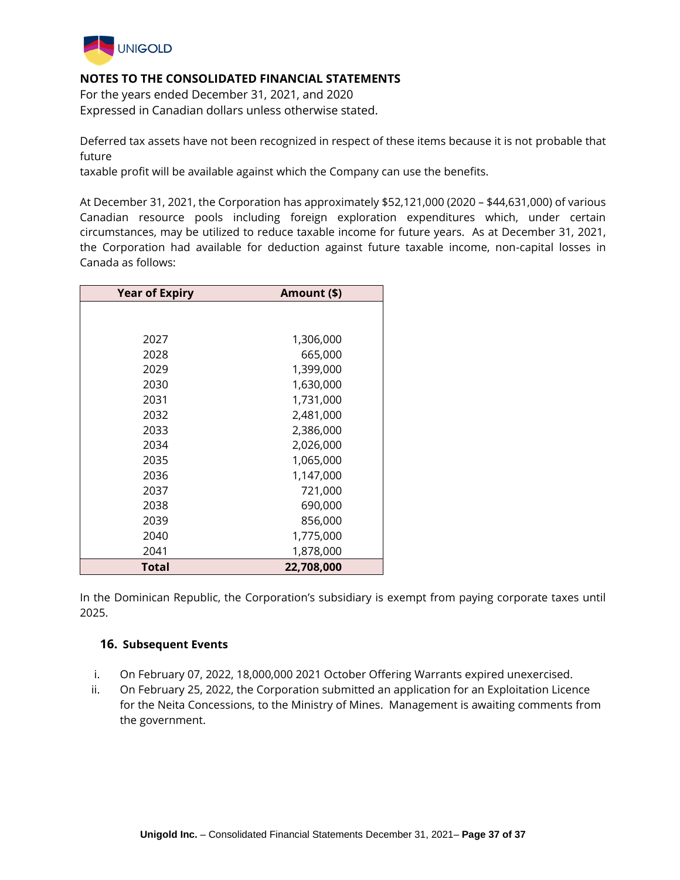NOTES TO THE CONSOLIDATED FINANCIAL STATEMENTS

For the years ended December 31, 2021, and 2020

Expressed in Canadian dollars unless otherwise stated.

Deferred tax assets have not been recognized in respect of these items because it is not probable that future taxable profit will be available against which the Company can use the benefits.

At December 31, 2021, the Corporation has approximately $52,121,000 (2020 – $44,631,000) of various Canadian resource pools including foreign exploration expenditures which, under certain circumstances, may be utilized to reduce taxable income for future years. As at December 31, 2021, the Corporation had available for deduction against future taxable income, non-capital losses in Canada as follows:

| Year of Expiry | Amount ($) |
|---|---|
| 2027 | 1,306,000 |
| 2028 | 665,000 |
| 2029 | 1,399,000 |
| 2030 | 1,630,000 |
| 2031 | 1,731,000 |
| 2032 | 2,481,000 |
| 2033 | 2,386,000 |
| 2034 | 2,026,000 |
| 2035 | 1,065,000 |
| 2036 | 1,147,000 |
| 2037 | 721,000 |
| 2038 | 690,000 |
| 2039 | 856,000 |
| 2040 | 1,775,000 |
| 2041 | 1,878,000 |
| **Total** | **22,708,000** |

In the Dominican Republic, the Corporation's subsidiary is exempt from paying corporate taxes until 2025.

## 16. Subsequent Events

i. On February 07, 2022, 18,000,000 2021 October Offering Warrants expired unexercised.

ii. On February 25, 2022, the Corporation submitted an application for an Exploitation Licence for the Neita Concessions, to the Ministry of Mines. Management is awaiting comments from the government.